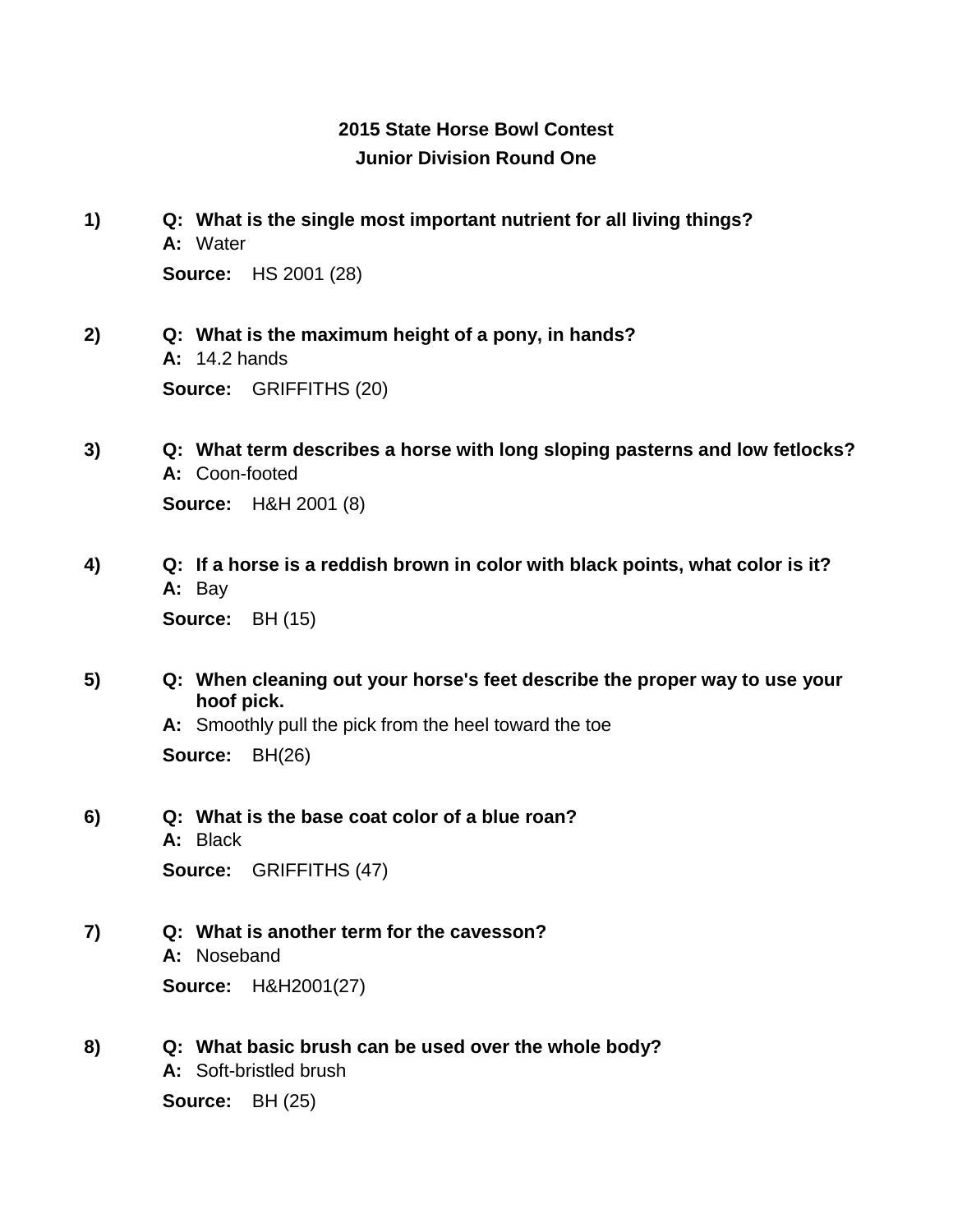## 2015 State Horse Bowl Contest

## Junior Division Round One

**1)** **Q: What is the single most important nutrient for all living things?**

**A:** Water

**Source:** HS 2001 (28)

**2)** **Q: What is the maximum height of a pony, in hands?**

**A:** 14.2 hands

**Source:** GRIFFITHS (20)

**3)** **Q: What term describes a horse with long sloping pasterns and low fetlocks?**

**A:** Coon-footed

**Source:** H&H 2001 (8)

**4)** **Q: If a horse is a reddish brown in color with black points, what color is it?**

**A:** Bay

**Source:** BH (15)

**5)** **Q: When cleaning out your horse's feet describe the proper way to use your hoof pick.**

**A:** Smoothly pull the pick from the heel toward the toe

**Source:** BH(26)

**6)** **Q: What is the base coat color of a blue roan?**

**A:** Black

**Source:** GRIFFITHS (47)

**7)** **Q: What is another term for the cavesson?**

**A:** Noseband

**Source:** H&H2001(27)

**8)** **Q: What basic brush can be used over the whole body?**

**A:** Soft-bristled brush

**Source:** BH (25)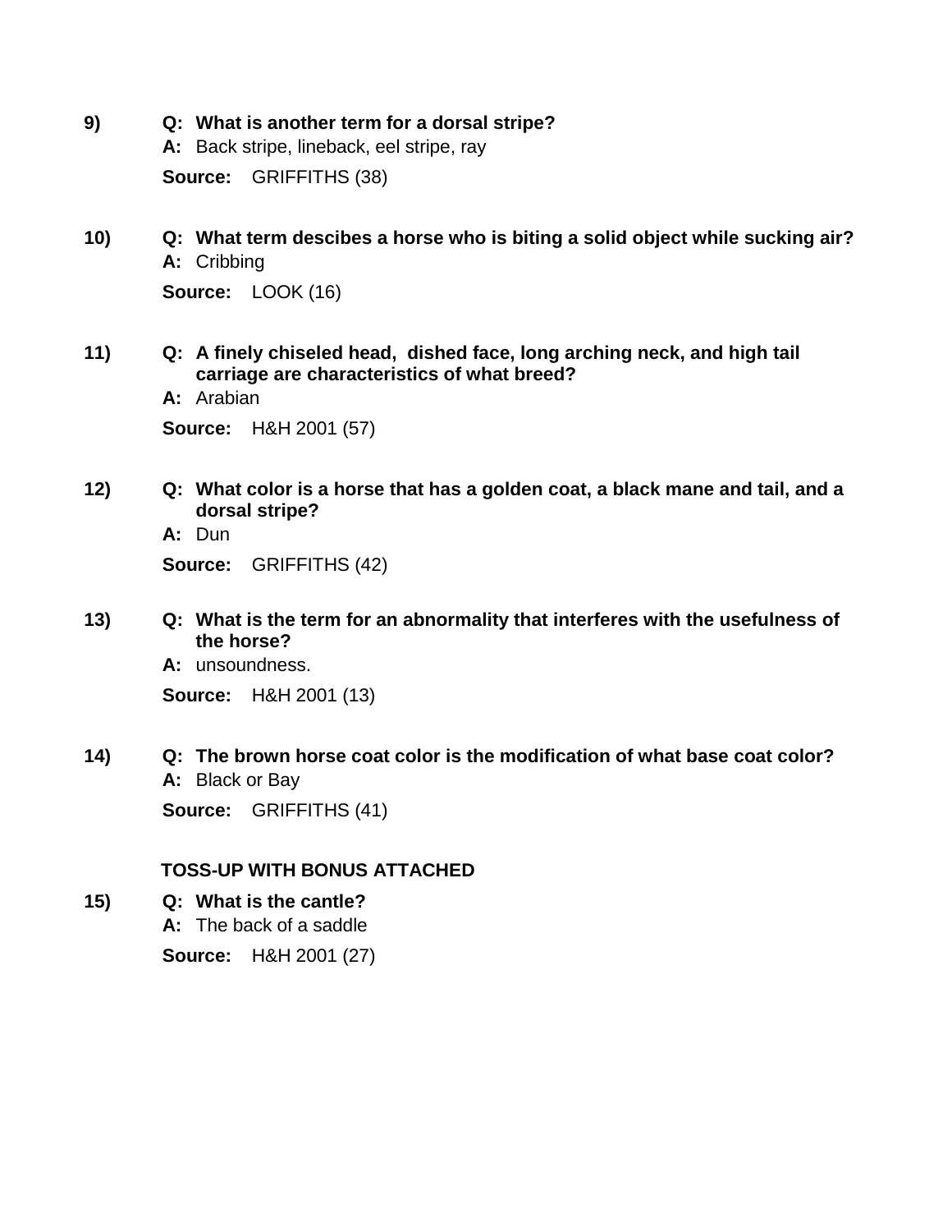9) **Q: What is another term for a dorsal stripe?**
**A:** Back stripe, lineback, eel stripe, ray
**Source:** GRIFFITHS (38)

10) **Q: What term descibes a horse who is biting a solid object while sucking air?**
**A:** Cribbing
**Source:** LOOK (16)

11) **Q: A finely chiseled head, dished face, long arching neck, and high tail carriage are characteristics of what breed?**
**A:** Arabian
**Source:** H&H 2001 (57)

12) **Q: What color is a horse that has a golden coat, a black mane and tail, and a dorsal stripe?**
**A:** Dun
**Source:** GRIFFITHS (42)

13) **Q: What is the term for an abnormality that interferes with the usefulness of the horse?**
**A:** unsoundness.
**Source:** H&H 2001 (13)

14) **Q: The brown horse coat color is the modification of what base coat color?**
**A:** Black or Bay
**Source:** GRIFFITHS (41)

**TOSS-UP WITH BONUS ATTACHED**

15) **Q: What is the cantle?**
**A:** The back of a saddle
**Source:** H&H 2001 (27)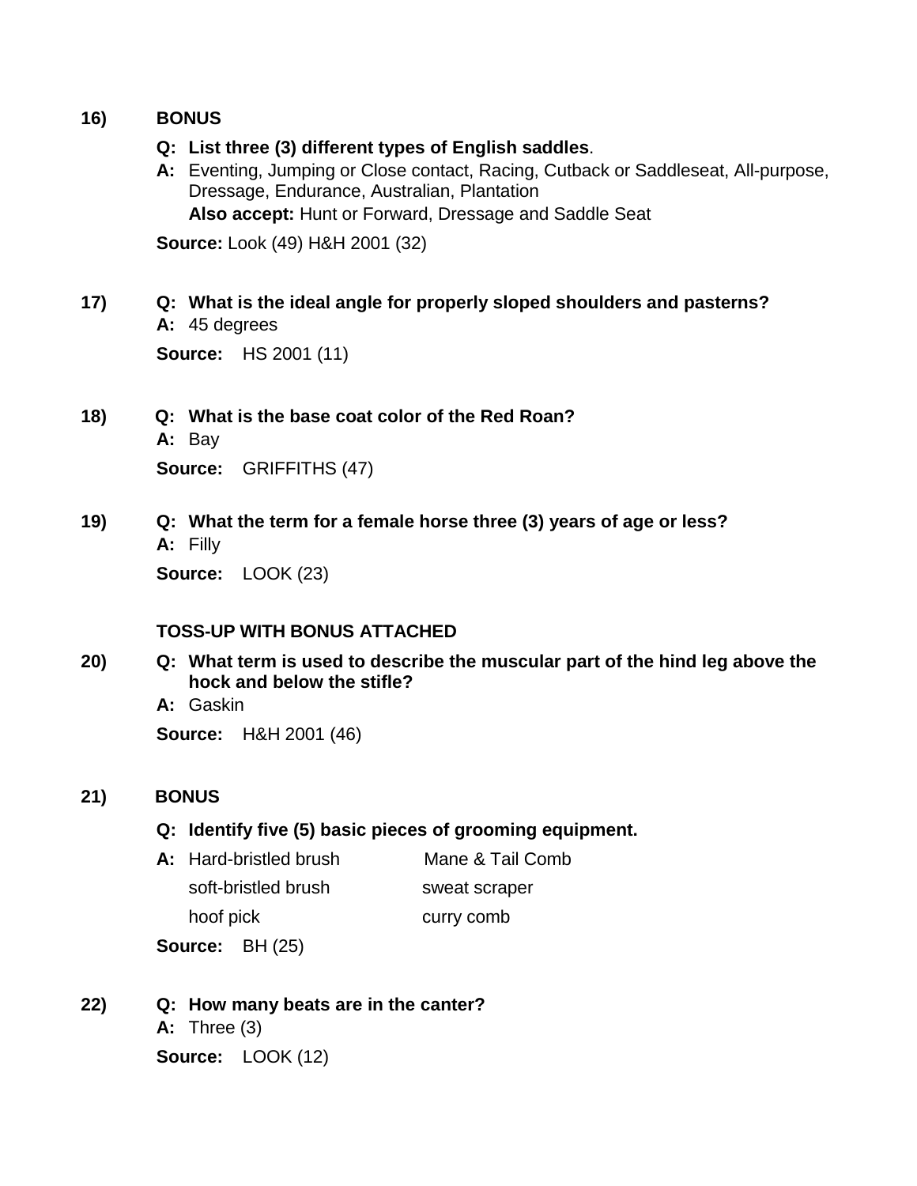**16)** **BONUS**

**Q: List three (3) different types of English saddles**.

**A:** Eventing, Jumping or Close contact, Racing, Cutback or Saddleseat, All-purpose, Dressage, Endurance, Australian, Plantation

**Also accept:** Hunt or Forward, Dressage and Saddle Seat

**Source:** Look (49) H&H 2001 (32)

**17)** **Q: What is the ideal angle for properly sloped shoulders and pasterns?**

**A:** 45 degrees

**Source:** HS 2001 (11)

**18)** **Q: What is the base coat color of the Red Roan?**

**A:** Bay

**Source:** GRIFFITHS (47)

**19)** **Q: What the term for a female horse three (3) years of age or less?**

**A:** Filly

**Source:** LOOK (23)

**TOSS-UP WITH BONUS ATTACHED**

**20)** **Q: What term is used to describe the muscular part of the hind leg above the hock and below the stifle?**

**A:** Gaskin

**Source:** H&H 2001 (46)

**21)** **BONUS**

**Q: Identify five (5) basic pieces of grooming equipment.**

**A:**

- Hard-bristled brush
- soft-bristled brush
- hoof pick
- Mane & Tail Comb
- sweat scraper
- curry comb

**Source:** BH (25)

**22)** **Q: How many beats are in the canter?**

**A:** Three (3)

**Source:** LOOK (12)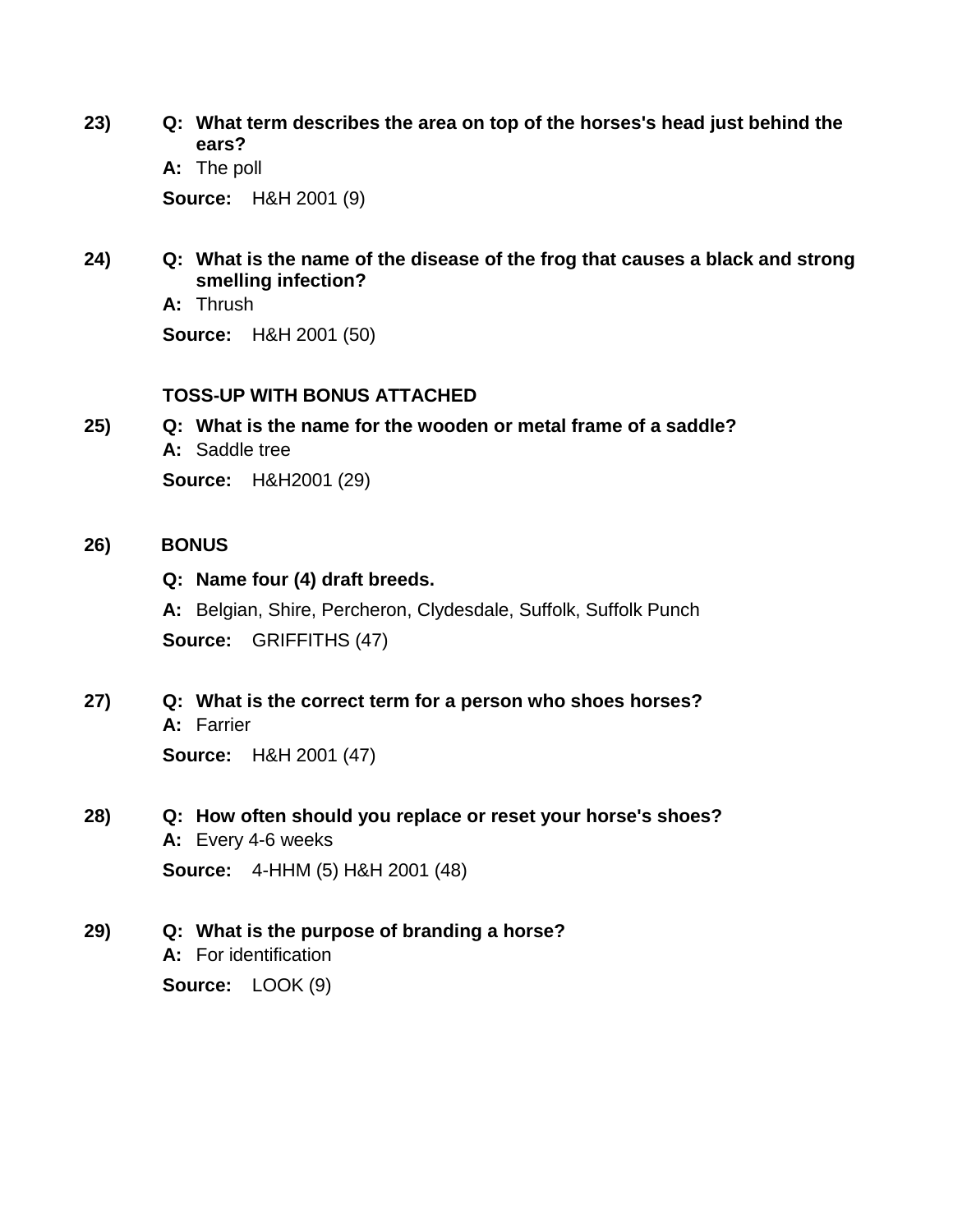**23)** **Q: What term describes the area on top of the horses's head just behind the ears?**

**A:** The poll

**Source:** H&H 2001 (9)

**24)** **Q: What is the name of the disease of the frog that causes a black and strong smelling infection?**

**A:** Thrush

**Source:** H&H 2001 (50)

**TOSS-UP WITH BONUS ATTACHED**

**25)** **Q: What is the name for the wooden or metal frame of a saddle?**

**A:** Saddle tree

**Source:** H&H2001 (29)

**26)** **BONUS**

**Q: Name four (4) draft breeds.**

**A:** Belgian, Shire, Percheron, Clydesdale, Suffolk, Suffolk Punch

**Source:** GRIFFITHS (47)

**27)** **Q: What is the correct term for a person who shoes horses?**

**A:** Farrier

**Source:** H&H 2001 (47)

**28)** **Q: How often should you replace or reset your horse's shoes?**

**A:** Every 4-6 weeks

**Source:** 4-HHM (5) H&H 2001 (48)

**29)** **Q: What is the purpose of branding a horse?**

**A:** For identification

**Source:** LOOK (9)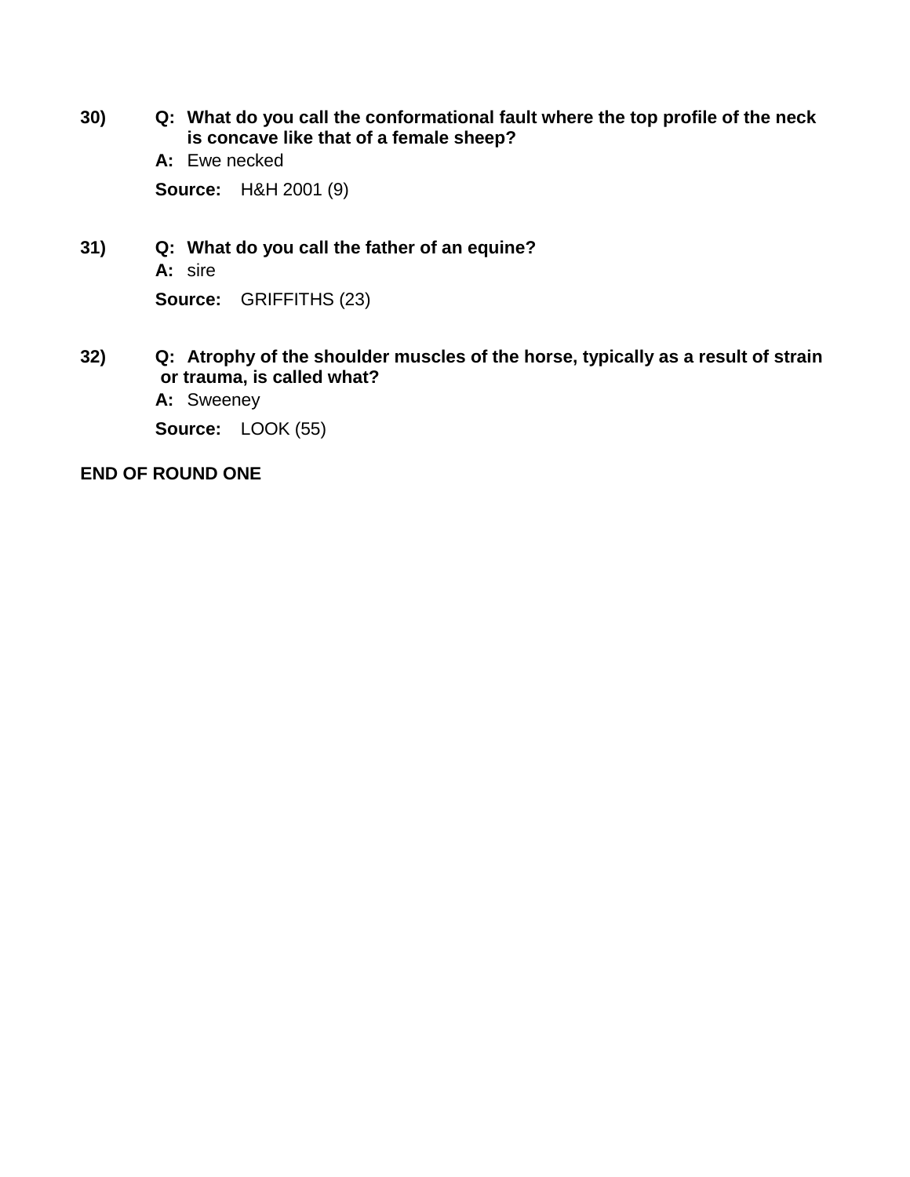30) **Q: What do you call the conformational fault where the top profile of the neck is concave like that of a female sheep?**

**A:** Ewe necked

**Source:** H&H 2001 (9)

31) **Q: What do you call the father of an equine?**

**A:** sire

**Source:** GRIFFITHS (23)

32) **Q: Atrophy of the shoulder muscles of the horse, typically as a result of strain or trauma, is called what?**

**A:** Sweeney

**Source:** LOOK (55)

**END OF ROUND ONE**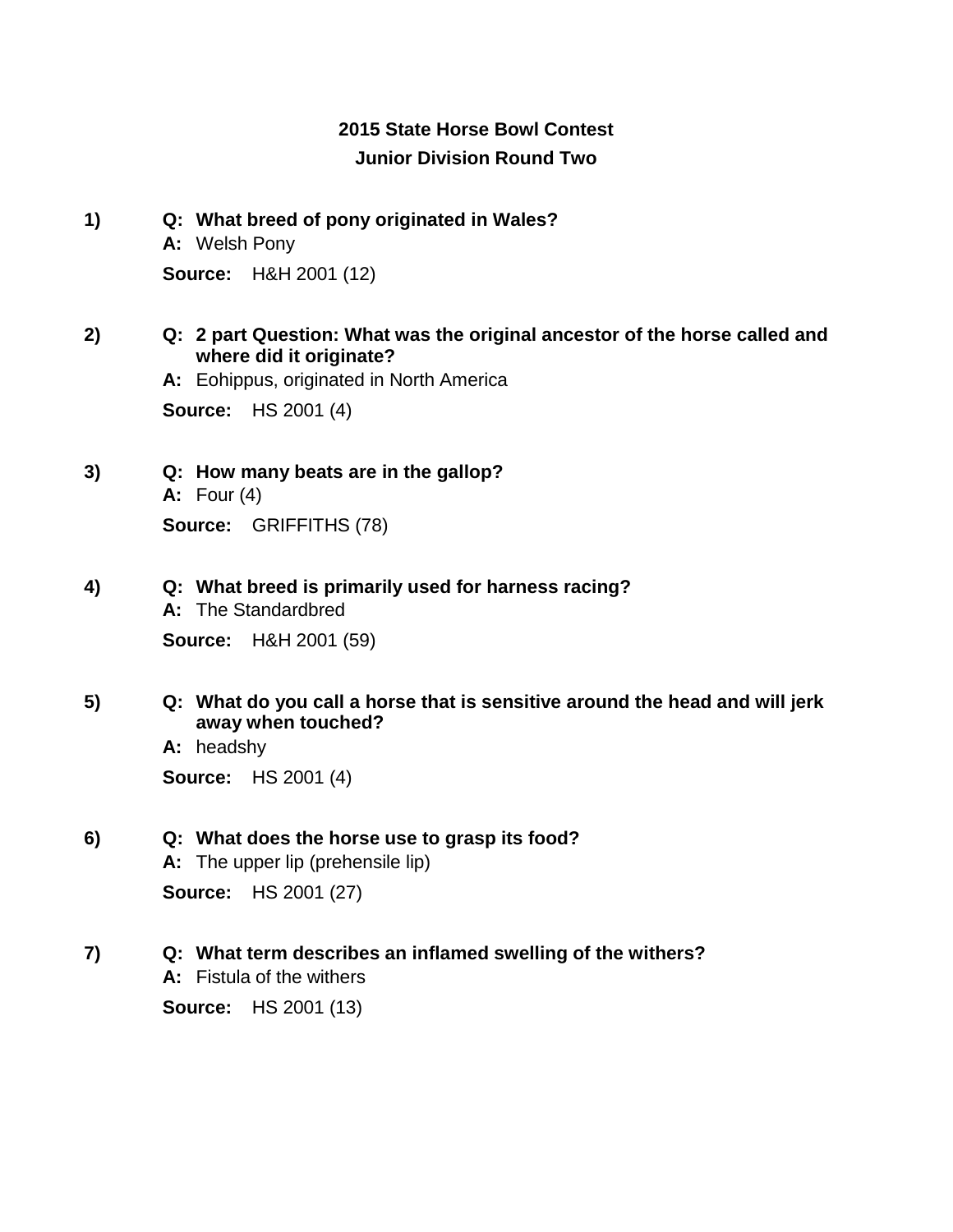**2015 State Horse Bowl Contest**

**Junior Division Round Two**

**1)** **Q: What breed of pony originated in Wales?**

**A:** Welsh Pony

**Source:** H&H 2001 (12)

**2)** **Q: 2 part Question: What was the original ancestor of the horse called and where did it originate?**

**A:** Eohippus, originated in North America

**Source:** HS 2001 (4)

**3)** **Q: How many beats are in the gallop?**

**A:** Four (4)

**Source:** GRIFFITHS (78)

**4)** **Q: What breed is primarily used for harness racing?**

**A:** The Standardbred

**Source:** H&H 2001 (59)

**5)** **Q: What do you call a horse that is sensitive around the head and will jerk away when touched?**

**A:** headshy

**Source:** HS 2001 (4)

**6)** **Q: What does the horse use to grasp its food?**

**A:** The upper lip (prehensile lip)

**Source:** HS 2001 (27)

**7)** **Q: What term describes an inflamed swelling of the withers?**

**A:** Fistula of the withers

**Source:** HS 2001 (13)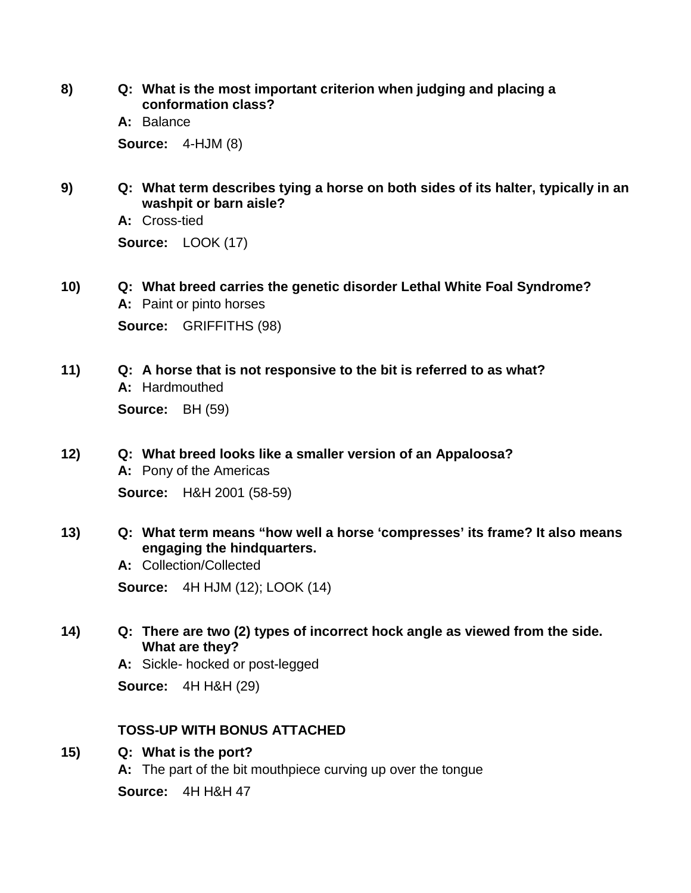8) **Q: What is the most important criterion when judging and placing a conformation class?**

**A:** Balance

**Source:** 4-HJM (8)

9) **Q: What term describes tying a horse on both sides of its halter, typically in an washpit or barn aisle?**

**A:** Cross-tied

**Source:** LOOK (17)

10) **Q: What breed carries the genetic disorder Lethal White Foal Syndrome?**

**A:** Paint or pinto horses

**Source:** GRIFFITHS (98)

11) **Q: A horse that is not responsive to the bit is referred to as what?**

**A:** Hardmouthed

**Source:** BH (59)

12) **Q: What breed looks like a smaller version of an Appaloosa?**

**A:** Pony of the Americas

**Source:** H&H 2001 (58-59)

13) **Q: What term means "how well a horse 'compresses' its frame? It also means engaging the hindquarters.**

**A:** Collection/Collected

**Source:** 4H HJM (12); LOOK (14)

14) **Q: There are two (2) types of incorrect hock angle as viewed from the side. What are they?**

**A:** Sickle- hocked or post-legged

**Source:** 4H H&H (29)

**TOSS-UP WITH BONUS ATTACHED**

15) **Q: What is the port?**

**A:** The part of the bit mouthpiece curving up over the tongue

**Source:** 4H H&H 47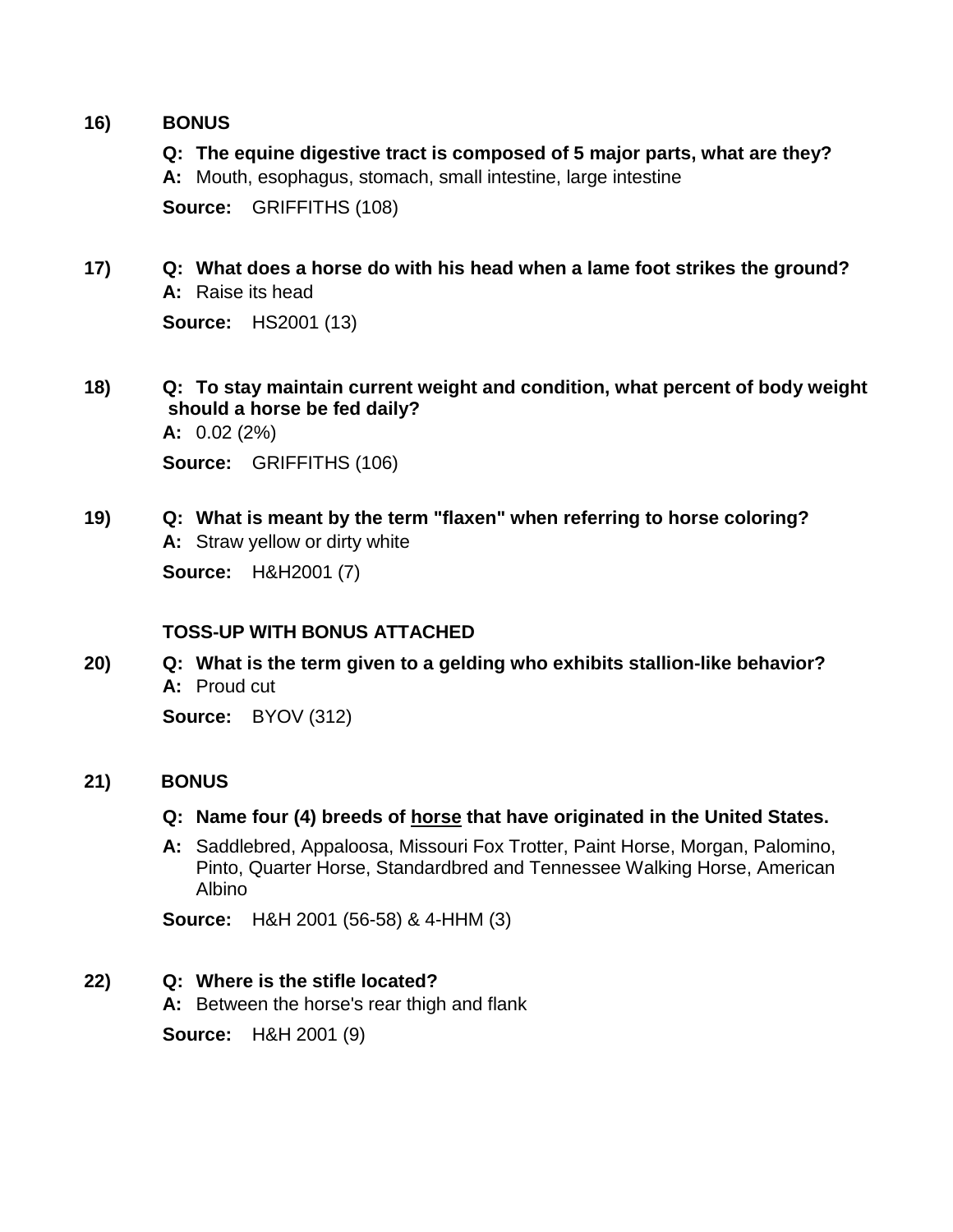**16) BONUS**

**Q: The equine digestive tract is composed of 5 major parts, what are they?**

**A:** Mouth, esophagus, stomach, small intestine, large intestine

**Source:** GRIFFITHS (108)

**17) Q: What does a horse do with his head when a lame foot strikes the ground?**

**A:** Raise its head

**Source:** HS2001 (13)

**18) Q: To stay maintain current weight and condition, what percent of body weight should a horse be fed daily?**

**A:** 0.02 (2%)

**Source:** GRIFFITHS (106)

**19) Q: What is meant by the term "flaxen" when referring to horse coloring?**

**A:** Straw yellow or dirty white

**Source:** H&H2001 (7)

**TOSS-UP WITH BONUS ATTACHED**

**20) Q: What is the term given to a gelding who exhibits stallion-like behavior?**

**A:** Proud cut

**Source:** BYOV (312)

**21) BONUS**

**Q: Name four (4) breeds of <u>horse</u> that have originated in the United States.**

**A:** Saddlebred, Appaloosa, Missouri Fox Trotter, Paint Horse, Morgan, Palomino, Pinto, Quarter Horse, Standardbred and Tennessee Walking Horse, American Albino

**Source:** H&H 2001 (56-58) & 4-HHM (3)

**22) Q: Where is the stifle located?**

**A:** Between the horse's rear thigh and flank

**Source:** H&H 2001 (9)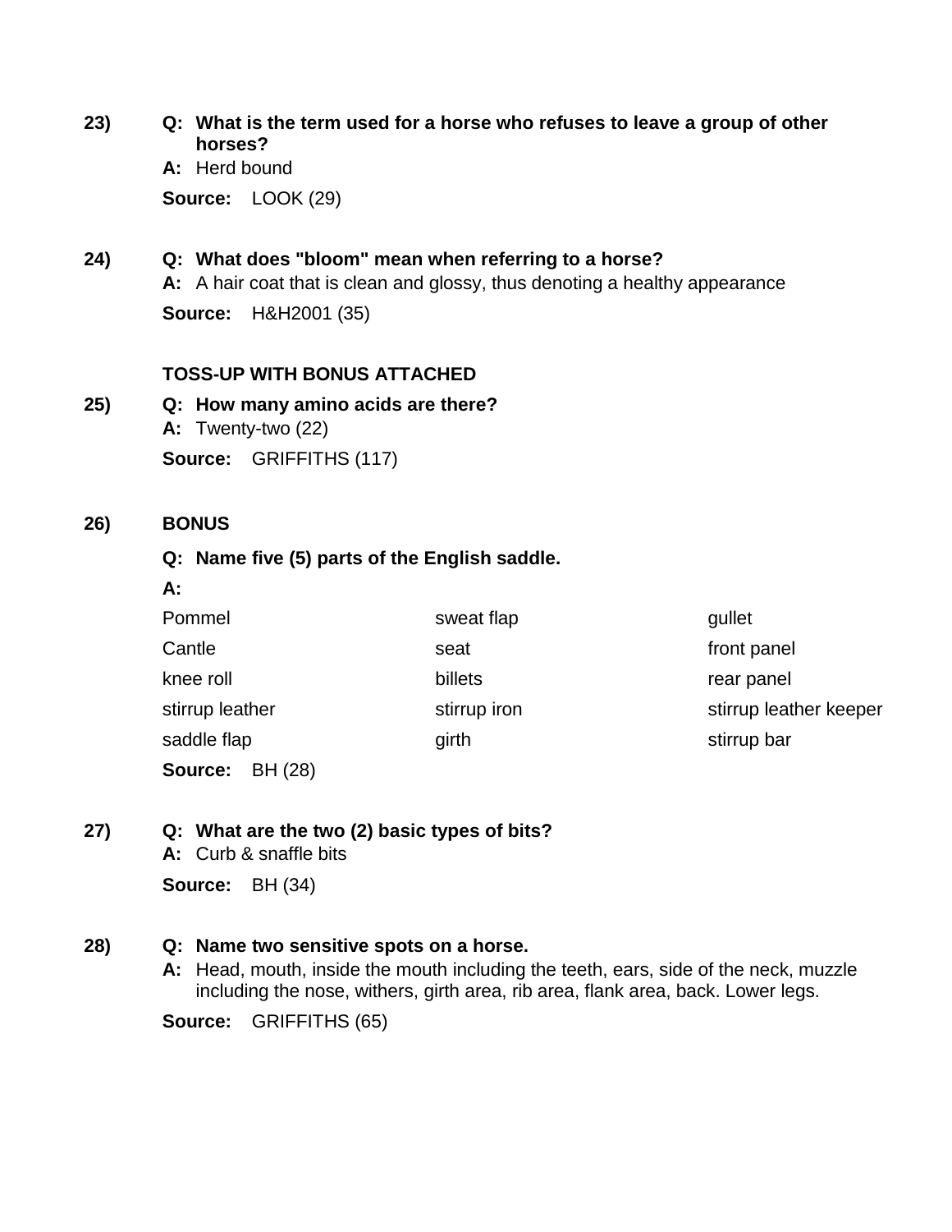**23)** **Q: What is the term used for a horse who refuses to leave a group of other horses?**

**A:** Herd bound

**Source:** LOOK (29)

**24)** **Q: What does "bloom" mean when referring to a horse?**

**A:** A hair coat that is clean and glossy, thus denoting a healthy appearance

**Source:** H&H2001 (35)

**TOSS-UP WITH BONUS ATTACHED**

**25)** **Q: How many amino acids are there?**

**A:** Twenty-two (22)

**Source:** GRIFFITHS (117)

**26)** **BONUS**

**Q: Name five (5) parts of the English saddle.**

**A:**

| | | |
|---|---|---|
| Pommel | sweat flap | gullet |
| Cantle | seat | front panel |
| knee roll | billets | rear panel |
| stirrup leather | stirrup iron | stirrup leather keeper |
| saddle flap | girth | stirrup bar |

**Source:** BH (28)

**27)** **Q: What are the two (2) basic types of bits?**

**A:** Curb & snaffle bits

**Source:** BH (34)

**28)** **Q: Name two sensitive spots on a horse.**

**A:** Head, mouth, inside the mouth including the teeth, ears, side of the neck, muzzle including the nose, withers, girth area, rib area, flank area, back. Lower legs.

**Source:** GRIFFITHS (65)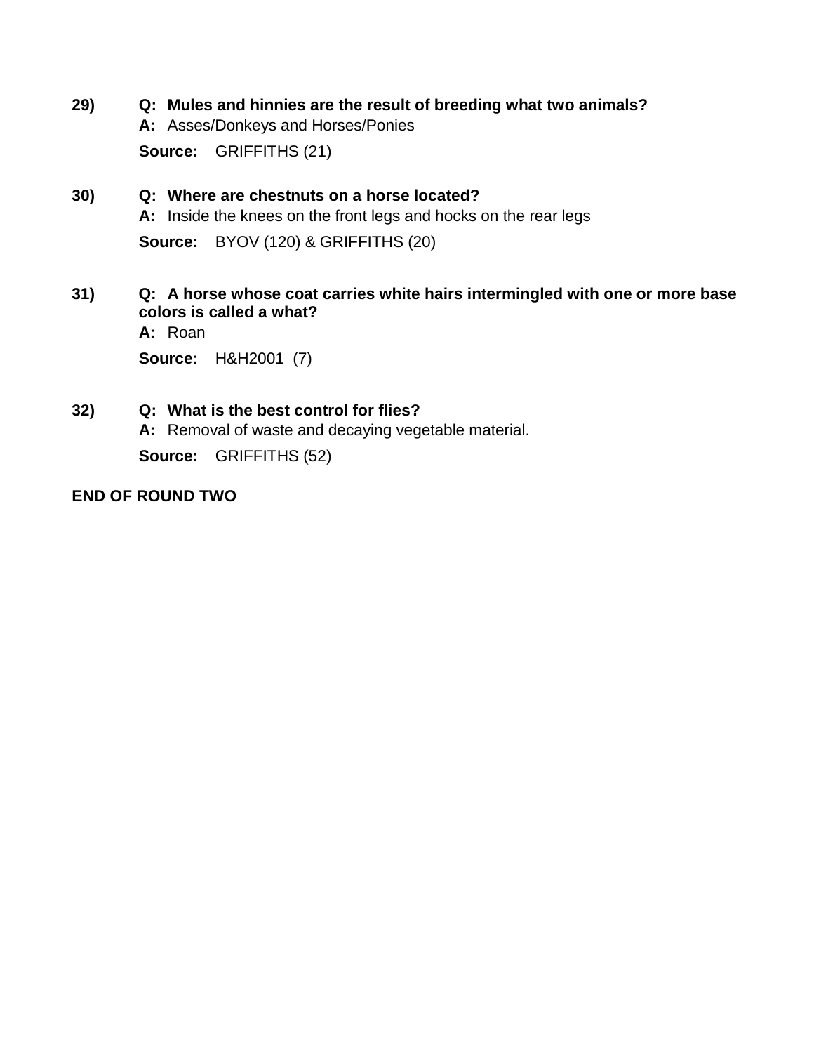**29)** **Q: Mules and hinnies are the result of breeding what two animals?**
**A:** Asses/Donkeys and Horses/Ponies
**Source:** GRIFFITHS (21)

**30)** **Q: Where are chestnuts on a horse located?**
**A:** Inside the knees on the front legs and hocks on the rear legs
**Source:** BYOV (120) & GRIFFITHS (20)

**31)** **Q: A horse whose coat carries white hairs intermingled with one or more base colors is called a what?**
**A:** Roan
**Source:** H&H2001 (7)

**32)** **Q: What is the best control for flies?**
**A:** Removal of waste and decaying vegetable material.
**Source:** GRIFFITHS (52)

**END OF ROUND TWO**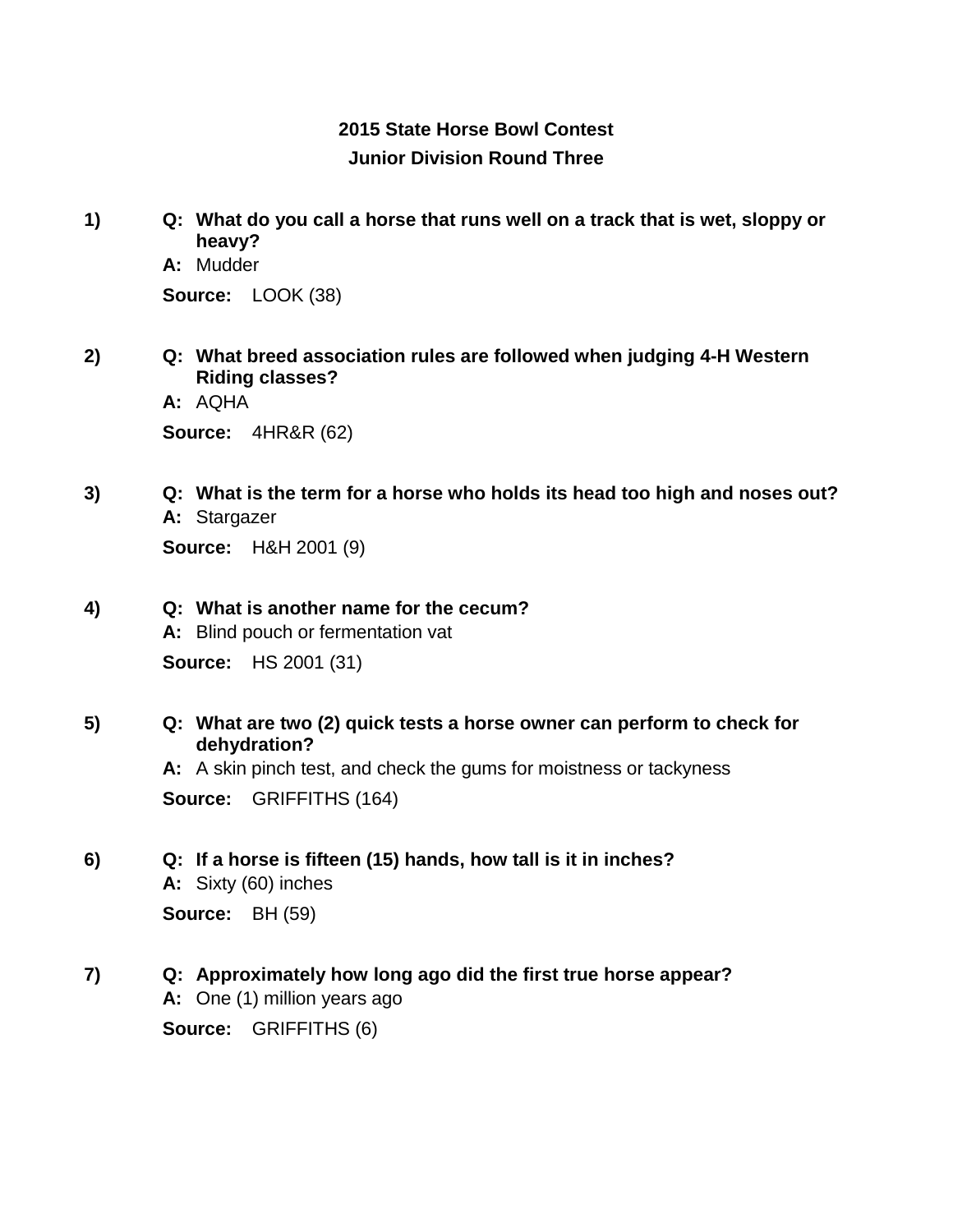## 2015 State Horse Bowl Contest

## Junior Division Round Three

1) **Q: What do you call a horse that runs well on a track that is wet, sloppy or heavy?**
   **A:** Mudder
   **Source:** LOOK (38)

2) **Q: What breed association rules are followed when judging 4-H Western Riding classes?**
   **A:** AQHA
   **Source:** 4HR&R (62)

3) **Q: What is the term for a horse who holds its head too high and noses out?**
   **A:** Stargazer
   **Source:** H&H 2001 (9)

4) **Q: What is another name for the cecum?**
   **A:** Blind pouch or fermentation vat
   **Source:** HS 2001 (31)

5) **Q: What are two (2) quick tests a horse owner can perform to check for dehydration?**
   **A:** A skin pinch test, and check the gums for moistness or tackyness
   **Source:** GRIFFITHS (164)

6) **Q: If a horse is fifteen (15) hands, how tall is it in inches?**
   **A:** Sixty (60) inches
   **Source:** BH (59)

7) **Q: Approximately how long ago did the first true horse appear?**
   **A:** One (1) million years ago
   **Source:** GRIFFITHS (6)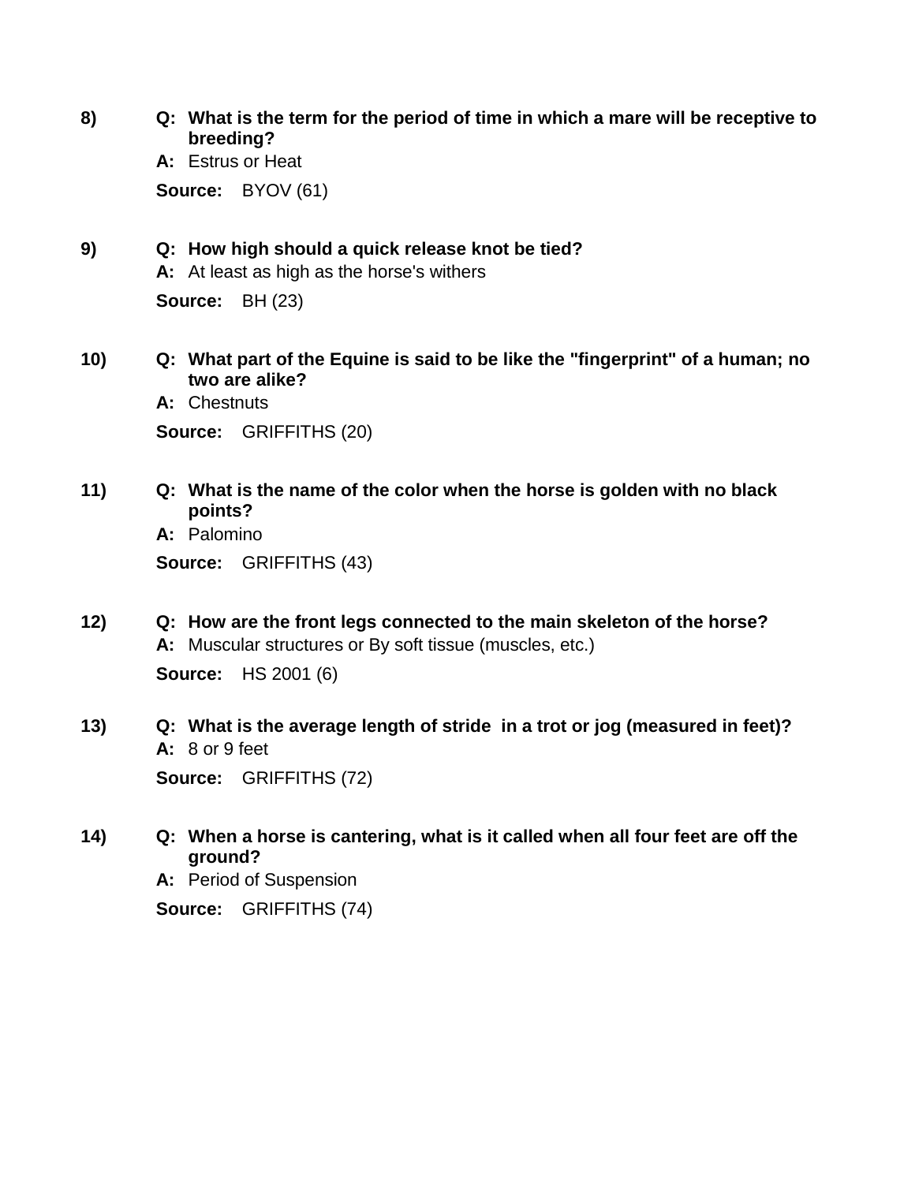8) **Q: What is the term for the period of time in which a mare will be receptive to breeding?**

**A:** Estrus or Heat

**Source:** BYOV (61)

9) **Q: How high should a quick release knot be tied?**

**A:** At least as high as the horse's withers

**Source:** BH (23)

10) **Q: What part of the Equine is said to be like the "fingerprint" of a human; no two are alike?**

**A:** Chestnuts

**Source:** GRIFFITHS (20)

11) **Q: What is the name of the color when the horse is golden with no black points?**

**A:** Palomino

**Source:** GRIFFITHS (43)

12) **Q: How are the front legs connected to the main skeleton of the horse?**

**A:** Muscular structures or By soft tissue (muscles, etc.)

**Source:** HS 2001 (6)

13) **Q: What is the average length of stride in a trot or jog (measured in feet)?**

**A:** 8 or 9 feet

**Source:** GRIFFITHS (72)

14) **Q: When a horse is cantering, what is it called when all four feet are off the ground?**

**A:** Period of Suspension

**Source:** GRIFFITHS (74)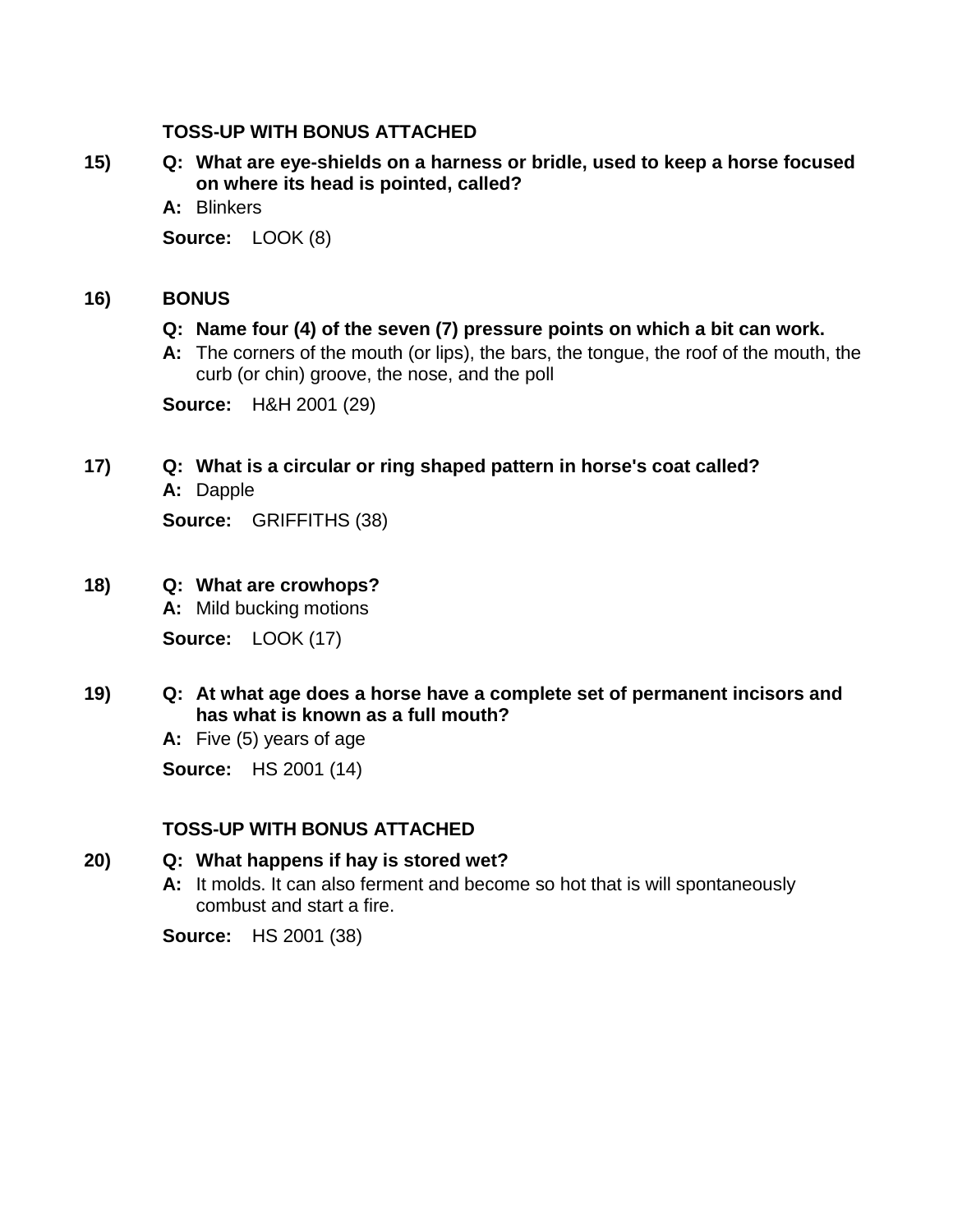**TOSS-UP WITH BONUS ATTACHED**

**15)** **Q: What are eye-shields on a harness or bridle, used to keep a horse focused on where its head is pointed, called?**

**A:** Blinkers

**Source:** LOOK (8)

**16)** **BONUS**

**Q: Name four (4) of the seven (7) pressure points on which a bit can work.**

**A:** The corners of the mouth (or lips), the bars, the tongue, the roof of the mouth, the curb (or chin) groove, the nose, and the poll

**Source:** H&H 2001 (29)

**17)** **Q: What is a circular or ring shaped pattern in horse's coat called?**

**A:** Dapple

**Source:** GRIFFITHS (38)

**18)** **Q: What are crowhops?**

**A:** Mild bucking motions

**Source:** LOOK (17)

**19)** **Q: At what age does a horse have a complete set of permanent incisors and has what is known as a full mouth?**

**A:** Five (5) years of age

**Source:** HS 2001 (14)

**TOSS-UP WITH BONUS ATTACHED**

**20)** **Q: What happens if hay is stored wet?**

**A:** It molds. It can also ferment and become so hot that is will spontaneously combust and start a fire.

**Source:** HS 2001 (38)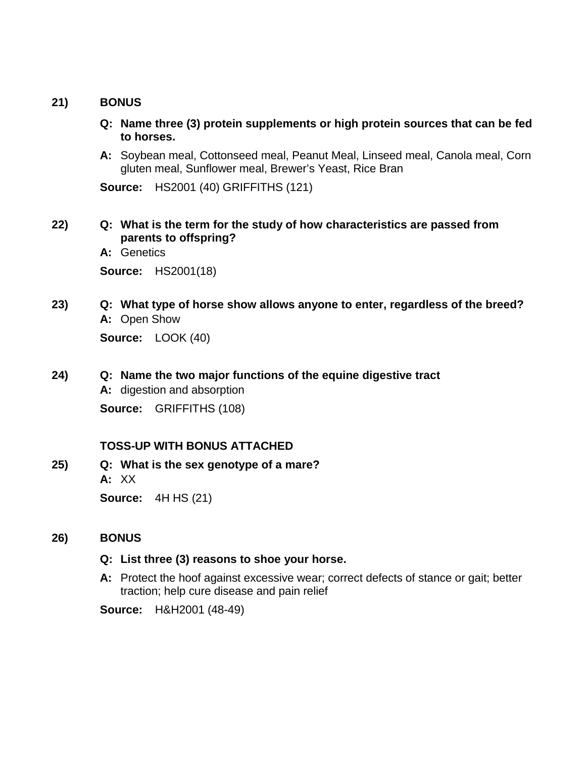**21)** **BONUS**

**Q: Name three (3) protein supplements or high protein sources that can be fed to horses.**

**A:** Soybean meal, Cottonseed meal, Peanut Meal, Linseed meal, Canola meal, Corn gluten meal, Sunflower meal, Brewer's Yeast, Rice Bran

**Source:** HS2001 (40) GRIFFITHS (121)

**22)** **Q: What is the term for the study of how characteristics are passed from parents to offspring?**

**A:** Genetics

**Source:** HS2001(18)

**23)** **Q: What type of horse show allows anyone to enter, regardless of the breed?**

**A:** Open Show

**Source:** LOOK (40)

**24)** **Q: Name the two major functions of the equine digestive tract**

**A:** digestion and absorption

**Source:** GRIFFITHS (108)

**TOSS-UP WITH BONUS ATTACHED**

**25)** **Q: What is the sex genotype of a mare?**

**A:** XX

**Source:** 4H HS (21)

**26)** **BONUS**

**Q: List three (3) reasons to shoe your horse.**

**A:** Protect the hoof against excessive wear; correct defects of stance or gait; better traction; help cure disease and pain relief

**Source:** H&H2001 (48-49)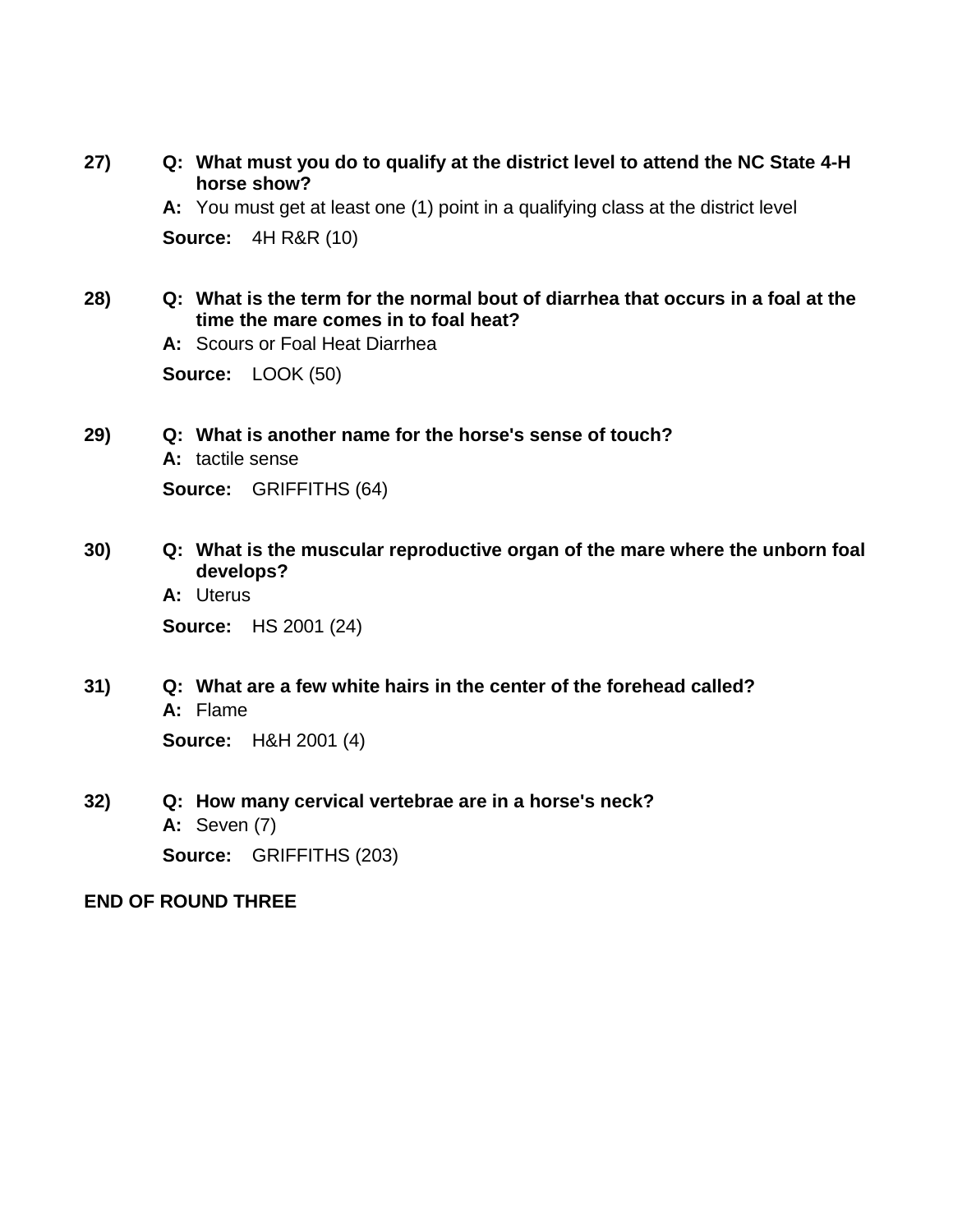27) **Q: What must you do to qualify at the district level to attend the NC State 4-H horse show?**

**A:** You must get at least one (1) point in a qualifying class at the district level

**Source:** 4H R&R (10)

28) **Q: What is the term for the normal bout of diarrhea that occurs in a foal at the time the mare comes in to foal heat?**

**A:** Scours or Foal Heat Diarrhea

**Source:** LOOK (50)

29) **Q: What is another name for the horse's sense of touch?**

**A:** tactile sense

**Source:** GRIFFITHS (64)

30) **Q: What is the muscular reproductive organ of the mare where the unborn foal develops?**

**A:** Uterus

**Source:** HS 2001 (24)

31) **Q: What are a few white hairs in the center of the forehead called?**

**A:** Flame

**Source:** H&H 2001 (4)

32) **Q: How many cervical vertebrae are in a horse's neck?**

**A:** Seven (7)

**Source:** GRIFFITHS (203)

**END OF ROUND THREE**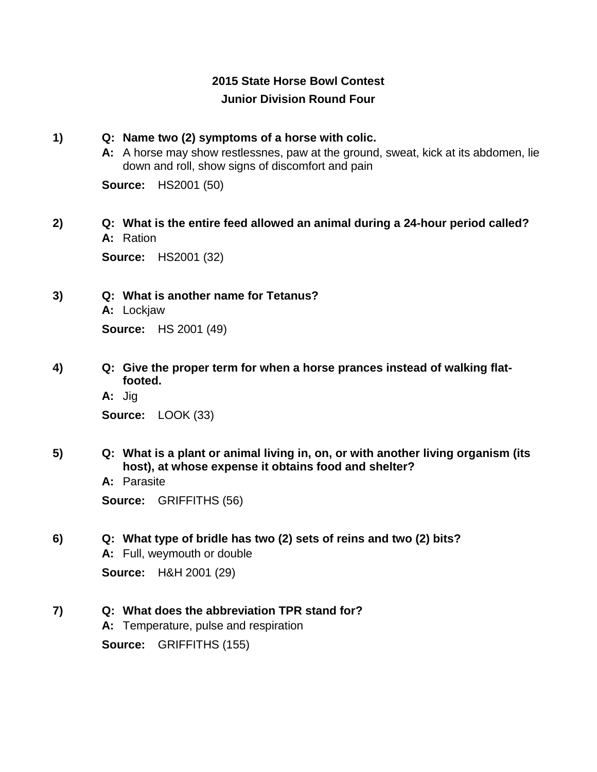## 2015 State Horse Bowl Contest

## Junior Division Round Four

1) **Q: Name two (2) symptoms of a horse with colic.**

   **A:** A horse may show restlessnes, paw at the ground, sweat, kick at its abdomen, lie down and roll, show signs of discomfort and pain

   **Source:** HS2001 (50)

2) **Q: What is the entire feed allowed an animal during a 24-hour period called?**

   **A:** Ration

   **Source:** HS2001 (32)

3) **Q: What is another name for Tetanus?**

   **A:** Lockjaw

   **Source:** HS 2001 (49)

4) **Q: Give the proper term for when a horse prances instead of walking flat-footed.**

   **A:** Jig

   **Source:** LOOK (33)

5) **Q: What is a plant or animal living in, on, or with another living organism (its host), at whose expense it obtains food and shelter?**

   **A:** Parasite

   **Source:** GRIFFITHS (56)

6) **Q: What type of bridle has two (2) sets of reins and two (2) bits?**

   **A:** Full, weymouth or double

   **Source:** H&H 2001 (29)

7) **Q: What does the abbreviation TPR stand for?**

   **A:** Temperature, pulse and respiration

   **Source:** GRIFFITHS (155)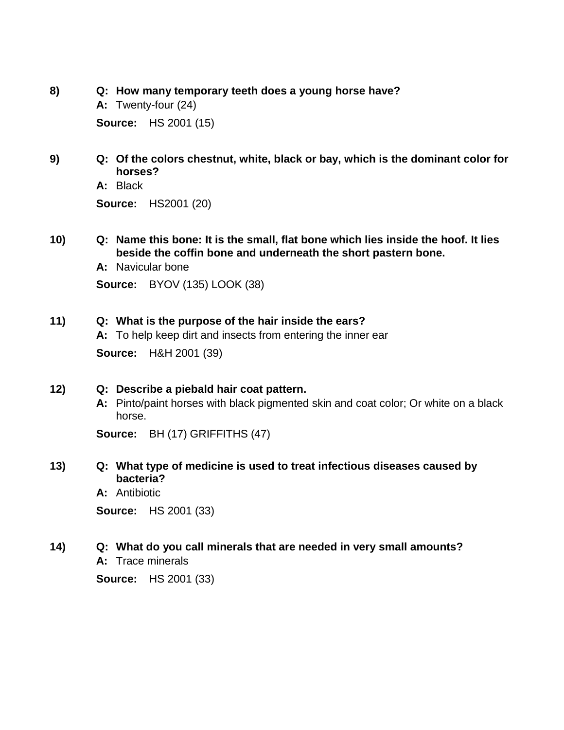8) **Q: How many temporary teeth does a young horse have?**
**A:** Twenty-four (24)
**Source:** HS 2001 (15)

9) **Q: Of the colors chestnut, white, black or bay, which is the dominant color for horses?**
**A:** Black
**Source:** HS2001 (20)

10) **Q: Name this bone: It is the small, flat bone which lies inside the hoof. It lies beside the coffin bone and underneath the short pastern bone.**
**A:** Navicular bone
**Source:** BYOV (135) LOOK (38)

11) **Q: What is the purpose of the hair inside the ears?**
**A:** To help keep dirt and insects from entering the inner ear
**Source:** H&H 2001 (39)

12) **Q: Describe a piebald hair coat pattern.**
**A:** Pinto/paint horses with black pigmented skin and coat color; Or white on a black horse.
**Source:** BH (17) GRIFFITHS (47)

13) **Q: What type of medicine is used to treat infectious diseases caused by bacteria?**
**A:** Antibiotic
**Source:** HS 2001 (33)

14) **Q: What do you call minerals that are needed in very small amounts?**
**A:** Trace minerals
**Source:** HS 2001 (33)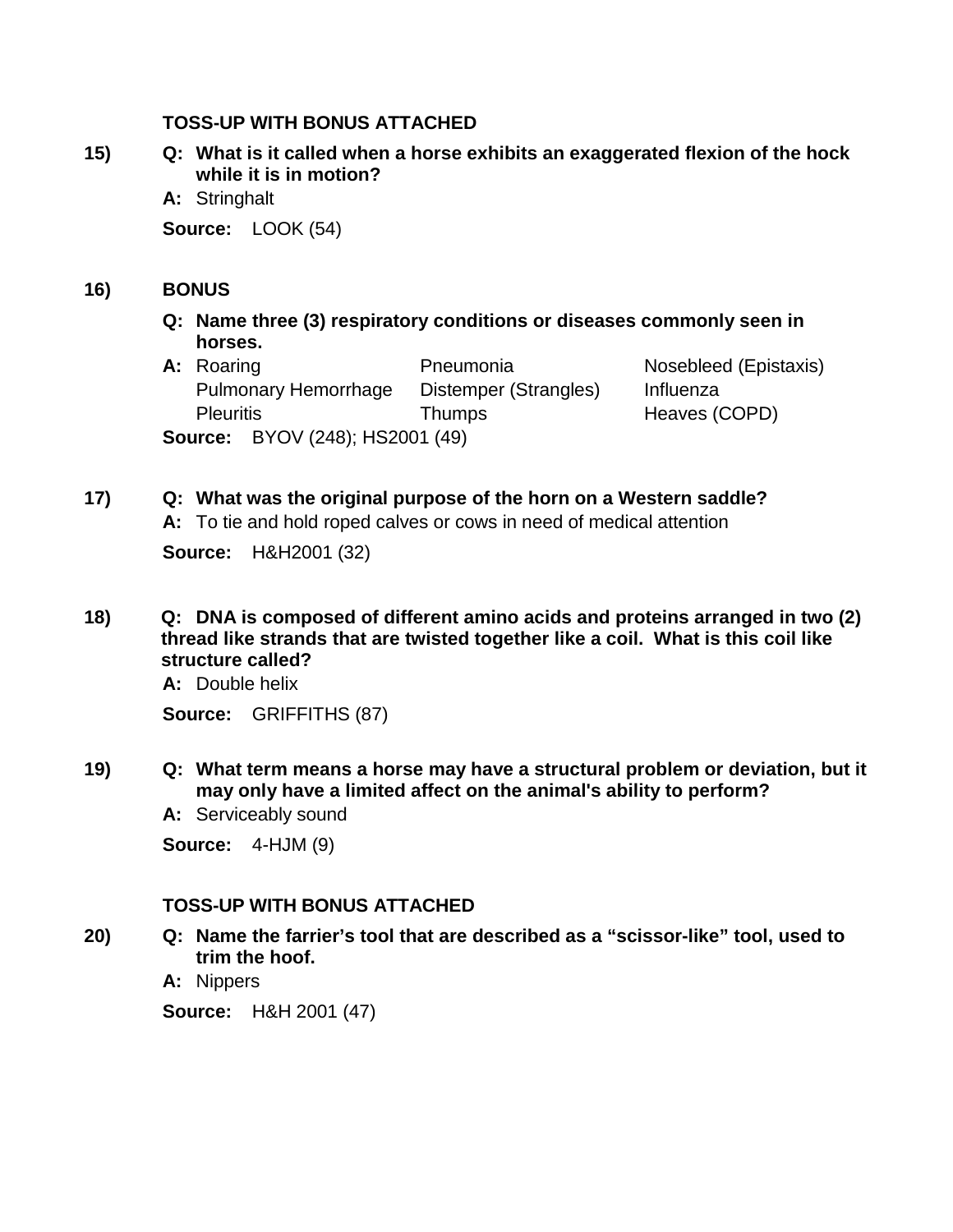**TOSS-UP WITH BONUS ATTACHED**

**15)** **Q: What is it called when a horse exhibits an exaggerated flexion of the hock while it is in motion?**

**A:** Stringhalt

**Source:** LOOK (54)

**16)** **BONUS**

**Q: Name three (3) respiratory conditions or diseases commonly seen in horses.**

**A:**

| | | |
|---|---|---|
| Roaring | Pneumonia | Nosebleed (Epistaxis) |
| Pulmonary Hemorrhage | Distemper (Strangles) | Influenza |
| Pleuritis | Thumps | Heaves (COPD) |

**Source:** BYOV (248); HS2001 (49)

**17)** **Q: What was the original purpose of the horn on a Western saddle?**

**A:** To tie and hold roped calves or cows in need of medical attention

**Source:** H&H2001 (32)

**18)** **Q: DNA is composed of different amino acids and proteins arranged in two (2) thread like strands that are twisted together like a coil. What is this coil like structure called?**

**A:** Double helix

**Source:** GRIFFITHS (87)

**19)** **Q: What term means a horse may have a structural problem or deviation, but it may only have a limited affect on the animal's ability to perform?**

**A:** Serviceably sound

**Source:** 4-HJM (9)

**TOSS-UP WITH BONUS ATTACHED**

**20)** **Q: Name the farrier's tool that are described as a "scissor-like" tool, used to trim the hoof.**

**A:** Nippers

**Source:** H&H 2001 (47)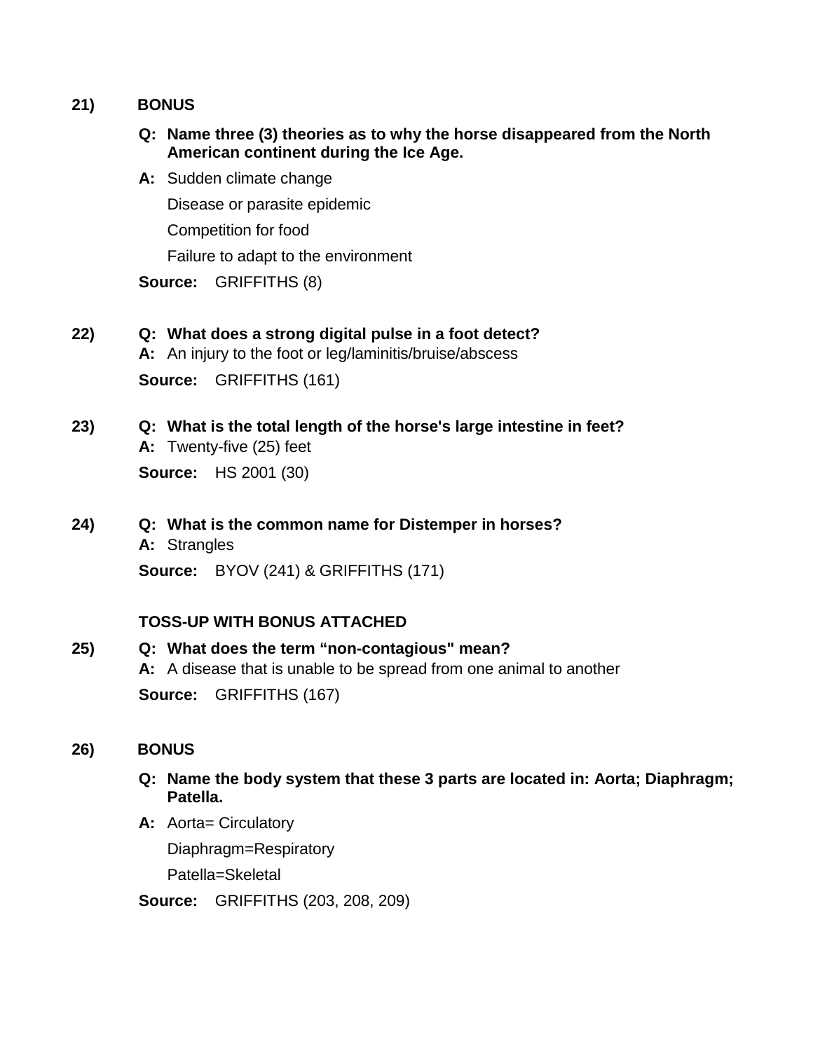**21) BONUS**

**Q: Name three (3) theories as to why the horse disappeared from the North American continent during the Ice Age.**

**A:** Sudden climate change

Disease or parasite epidemic

Competition for food

Failure to adapt to the environment

**Source:** GRIFFITHS (8)

**22) Q: What does a strong digital pulse in a foot detect?**

**A:** An injury to the foot or leg/laminitis/bruise/abscess

**Source:** GRIFFITHS (161)

**23) Q: What is the total length of the horse's large intestine in feet?**

**A:** Twenty-five (25) feet

**Source:** HS 2001 (30)

**24) Q: What is the common name for Distemper in horses?**

**A:** Strangles

**Source:** BYOV (241) & GRIFFITHS (171)

**TOSS-UP WITH BONUS ATTACHED**

**25) Q: What does the term "non-contagious" mean?**

**A:** A disease that is unable to be spread from one animal to another

**Source:** GRIFFITHS (167)

**26) BONUS**

**Q: Name the body system that these 3 parts are located in: Aorta; Diaphragm; Patella.**

**A:** Aorta= Circulatory

Diaphragm=Respiratory

Patella=Skeletal

**Source:** GRIFFITHS (203, 208, 209)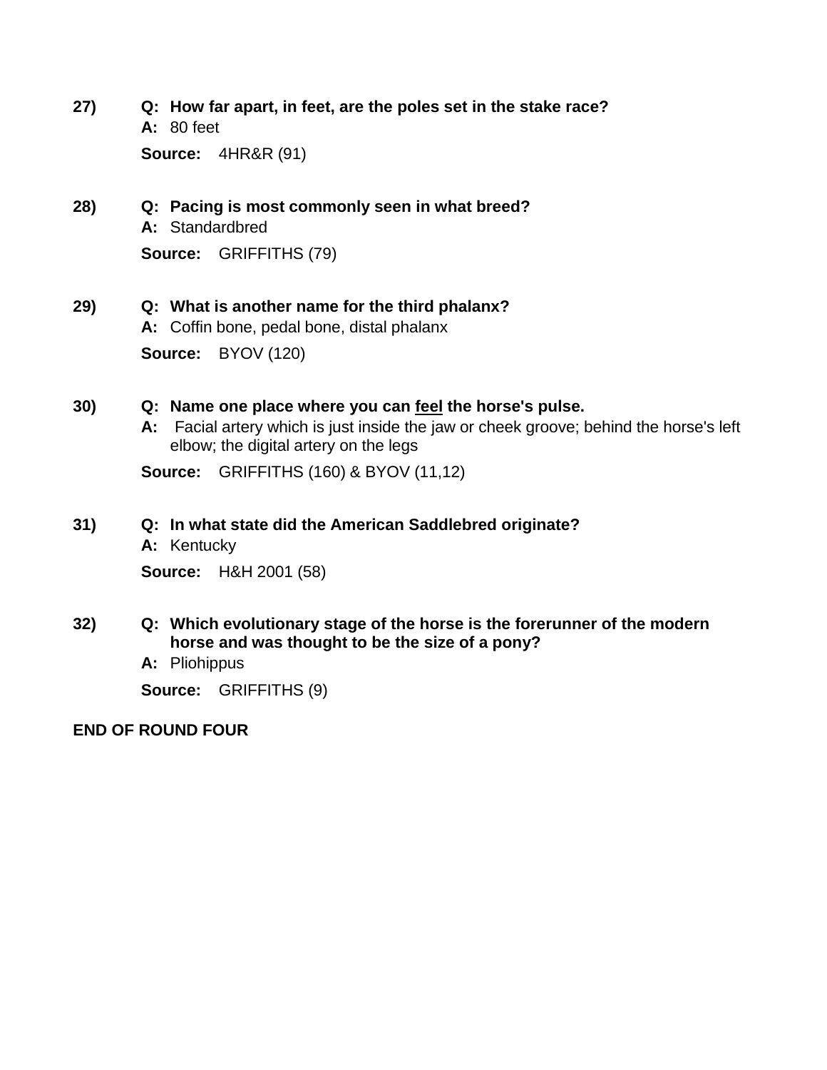27) **Q: How far apart, in feet, are the poles set in the stake race?**
**A:** 80 feet

**Source:** 4HR&R (91)

28) **Q: Pacing is most commonly seen in what breed?**
**A:** Standardbred

**Source:** GRIFFITHS (79)

29) **Q: What is another name for the third phalanx?**
**A:** Coffin bone, pedal bone, distal phalanx

**Source:** BYOV (120)

30) **Q: Name one place where you can <u>feel</u> the horse's pulse.**
**A:** Facial artery which is just inside the jaw or cheek groove; behind the horse's left elbow; the digital artery on the legs

**Source:** GRIFFITHS (160) & BYOV (11,12)

31) **Q: In what state did the American Saddlebred originate?**
**A:** Kentucky

**Source:** H&H 2001 (58)

32) **Q: Which evolutionary stage of the horse is the forerunner of the modern horse and was thought to be the size of a pony?**
**A:** Pliohippus

**Source:** GRIFFITHS (9)

**END OF ROUND FOUR**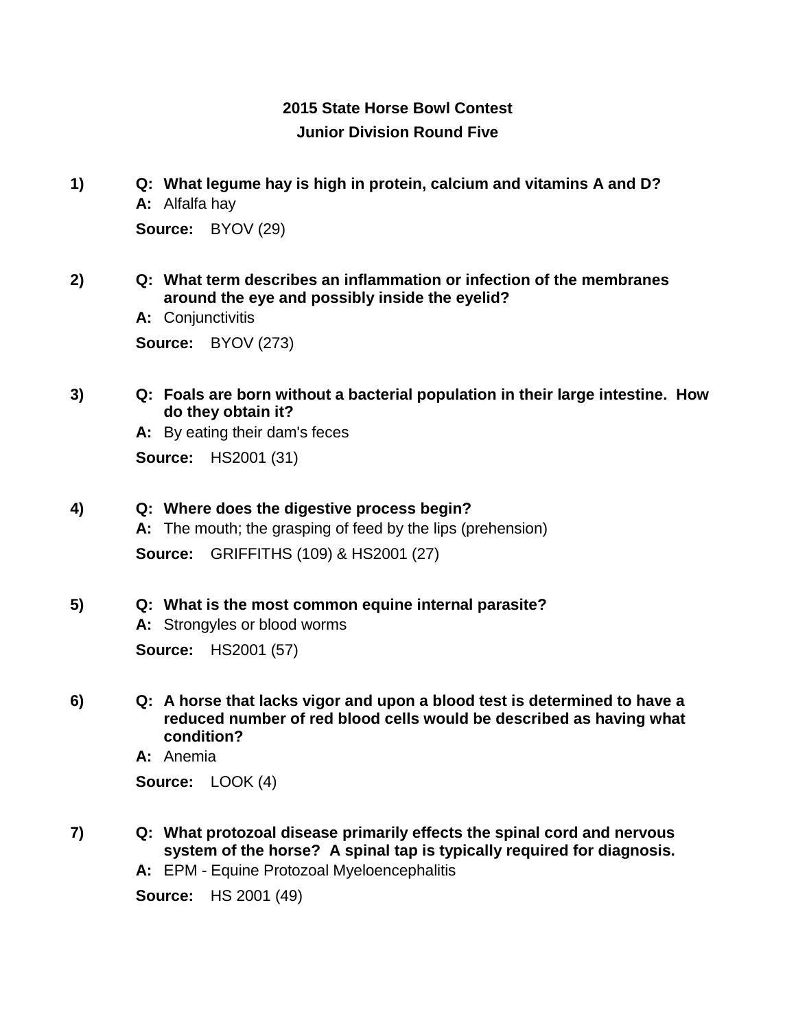## 2015 State Horse Bowl Contest

### Junior Division Round Five

1) **Q: What legume hay is high in protein, calcium and vitamins A and D?**
   **A:** Alfalfa hay
   **Source:** BYOV (29)

2) **Q: What term describes an inflammation or infection of the membranes around the eye and possibly inside the eyelid?**
   **A:** Conjunctivitis
   **Source:** BYOV (273)

3) **Q: Foals are born without a bacterial population in their large intestine. How do they obtain it?**
   **A:** By eating their dam's feces
   **Source:** HS2001 (31)

4) **Q: Where does the digestive process begin?**
   **A:** The mouth; the grasping of feed by the lips (prehension)
   **Source:** GRIFFITHS (109) & HS2001 (27)

5) **Q: What is the most common equine internal parasite?**
   **A:** Strongyles or blood worms
   **Source:** HS2001 (57)

6) **Q: A horse that lacks vigor and upon a blood test is determined to have a reduced number of red blood cells would be described as having what condition?**
   **A:** Anemia
   **Source:** LOOK (4)

7) **Q: What protozoal disease primarily effects the spinal cord and nervous system of the horse? A spinal tap is typically required for diagnosis.**
   **A:** EPM - Equine Protozoal Myeloencephalitis
   **Source:** HS 2001 (49)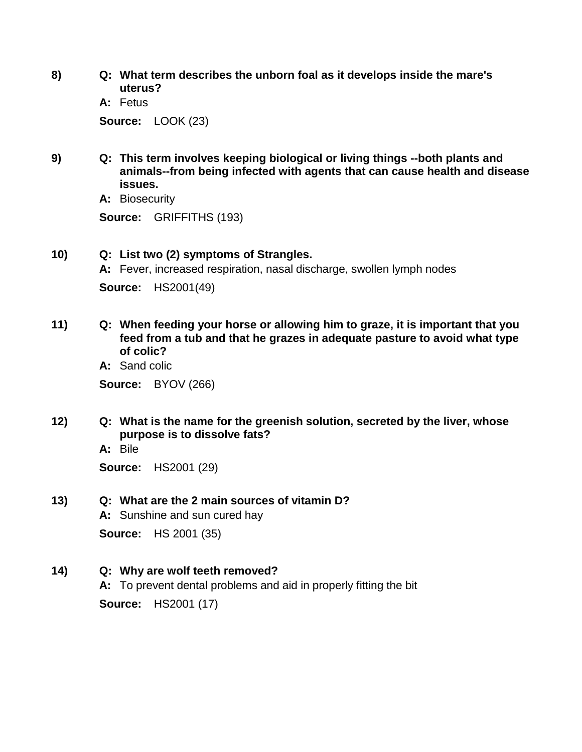8) **Q: What term describes the unborn foal as it develops inside the mare's uterus?**

**A:** Fetus

**Source:** LOOK (23)

9) **Q: This term involves keeping biological or living things --both plants and animals--from being infected with agents that can cause health and disease issues.**

**A:** Biosecurity

**Source:** GRIFFITHS (193)

10) **Q: List two (2) symptoms of Strangles.**

**A:** Fever, increased respiration, nasal discharge, swollen lymph nodes

**Source:** HS2001(49)

11) **Q: When feeding your horse or allowing him to graze, it is important that you feed from a tub and that he grazes in adequate pasture to avoid what type of colic?**

**A:** Sand colic

**Source:** BYOV (266)

12) **Q: What is the name for the greenish solution, secreted by the liver, whose purpose is to dissolve fats?**

**A:** Bile

**Source:** HS2001 (29)

13) **Q: What are the 2 main sources of vitamin D?**

**A:** Sunshine and sun cured hay

**Source:** HS 2001 (35)

14) **Q: Why are wolf teeth removed?**

**A:** To prevent dental problems and aid in properly fitting the bit

**Source:** HS2001 (17)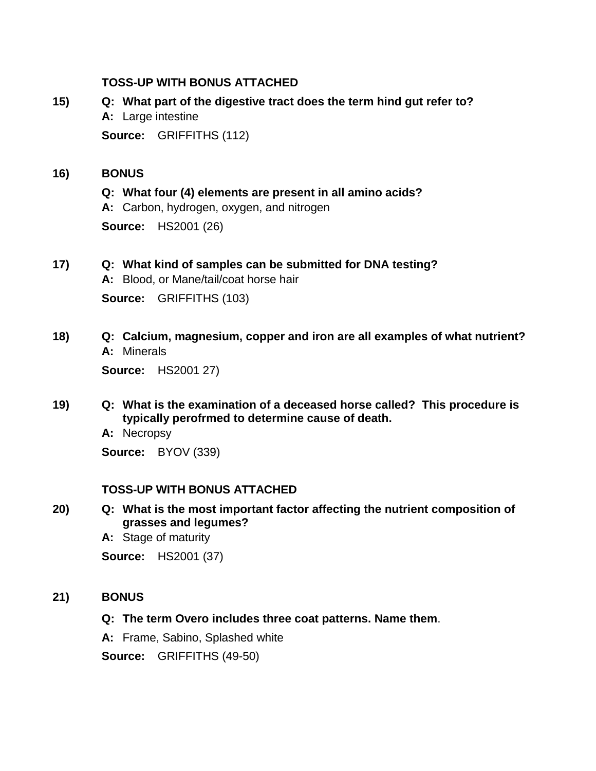**TOSS-UP WITH BONUS ATTACHED**

**15)** **Q: What part of the digestive tract does the term hind gut refer to?**

**A:** Large intestine

**Source:** GRIFFITHS (112)

**16)** **BONUS**

**Q: What four (4) elements are present in all amino acids?**

**A:** Carbon, hydrogen, oxygen, and nitrogen

**Source:** HS2001 (26)

**17)** **Q: What kind of samples can be submitted for DNA testing?**

**A:** Blood, or Mane/tail/coat horse hair

**Source:** GRIFFITHS (103)

**18)** **Q: Calcium, magnesium, copper and iron are all examples of what nutrient?**

**A:** Minerals

**Source:** HS2001 27)

**19)** **Q: What is the examination of a deceased horse called? This procedure is typically perofrmed to determine cause of death.**

**A:** Necropsy

**Source:** BYOV (339)

**TOSS-UP WITH BONUS ATTACHED**

**20)** **Q: What is the most important factor affecting the nutrient composition of grasses and legumes?**

**A:** Stage of maturity

**Source:** HS2001 (37)

**21)** **BONUS**

**Q: The term Overo includes three coat patterns. Name them**.

**A:** Frame, Sabino, Splashed white

**Source:** GRIFFITHS (49-50)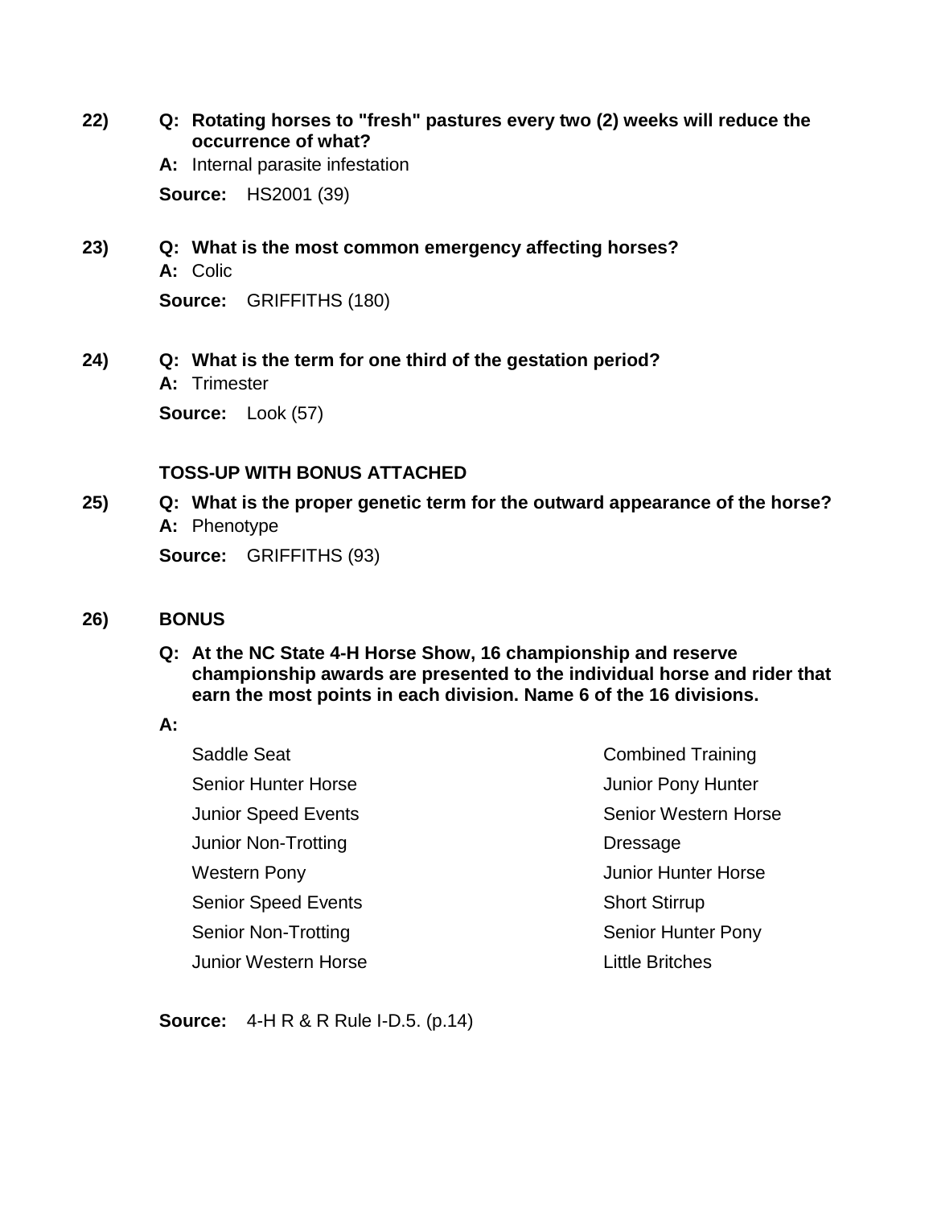**22)** **Q: Rotating horses to "fresh" pastures every two (2) weeks will reduce the occurrence of what?**

**A:** Internal parasite infestation

**Source:** HS2001 (39)

**23)** **Q: What is the most common emergency affecting horses?**

**A:** Colic

**Source:** GRIFFITHS (180)

**24)** **Q: What is the term for one third of the gestation period?**

**A:** Trimester

**Source:** Look (57)

**TOSS-UP WITH BONUS ATTACHED**

**25)** **Q: What is the proper genetic term for the outward appearance of the horse?**

**A:** Phenotype

**Source:** GRIFFITHS (93)

**26)** **BONUS**

**Q: At the NC State 4-H Horse Show, 16 championship and reserve championship awards are presented to the individual horse and rider that earn the most points in each division. Name 6 of the 16 divisions.**

**A:**

- Saddle Seat
- Senior Hunter Horse
- Junior Speed Events
- Junior Non-Trotting
- Western Pony
- Senior Speed Events
- Senior Non-Trotting
- Junior Western Horse
- Combined Training
- Junior Pony Hunter
- Senior Western Horse
- Dressage
- Junior Hunter Horse
- Short Stirrup
- Senior Hunter Pony
- Little Britches

**Source:** 4-H R & R Rule I-D.5. (p.14)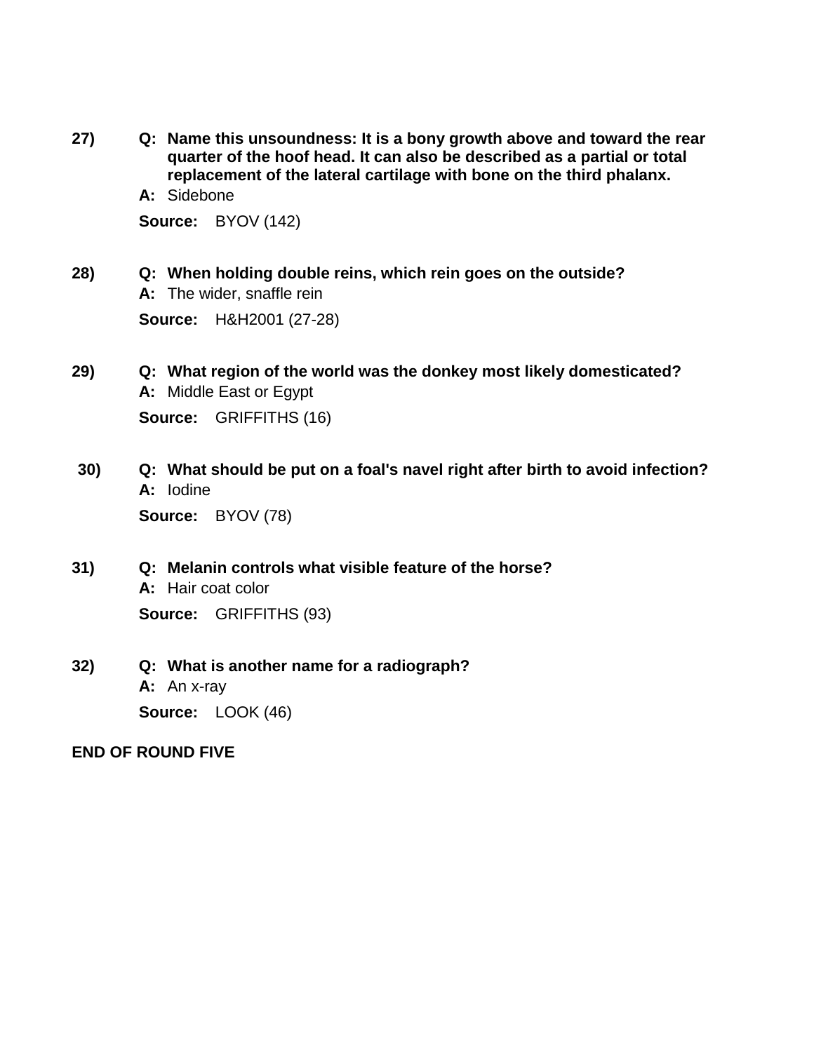**27)** **Q: Name this unsoundness: It is a bony growth above and toward the rear quarter of the hoof head. It can also be described as a partial or total replacement of the lateral cartilage with bone on the third phalanx.**

**A:** Sidebone

**Source:** BYOV (142)

**28)** **Q: When holding double reins, which rein goes on the outside?**

**A:** The wider, snaffle rein

**Source:** H&H2001 (27-28)

**29)** **Q: What region of the world was the donkey most likely domesticated?**

**A:** Middle East or Egypt

**Source:** GRIFFITHS (16)

**30)** **Q: What should be put on a foal's navel right after birth to avoid infection?**

**A:** Iodine

**Source:** BYOV (78)

**31)** **Q: Melanin controls what visible feature of the horse?**

**A:** Hair coat color

**Source:** GRIFFITHS (93)

**32)** **Q: What is another name for a radiograph?**

**A:** An x-ray

**Source:** LOOK (46)

**END OF ROUND FIVE**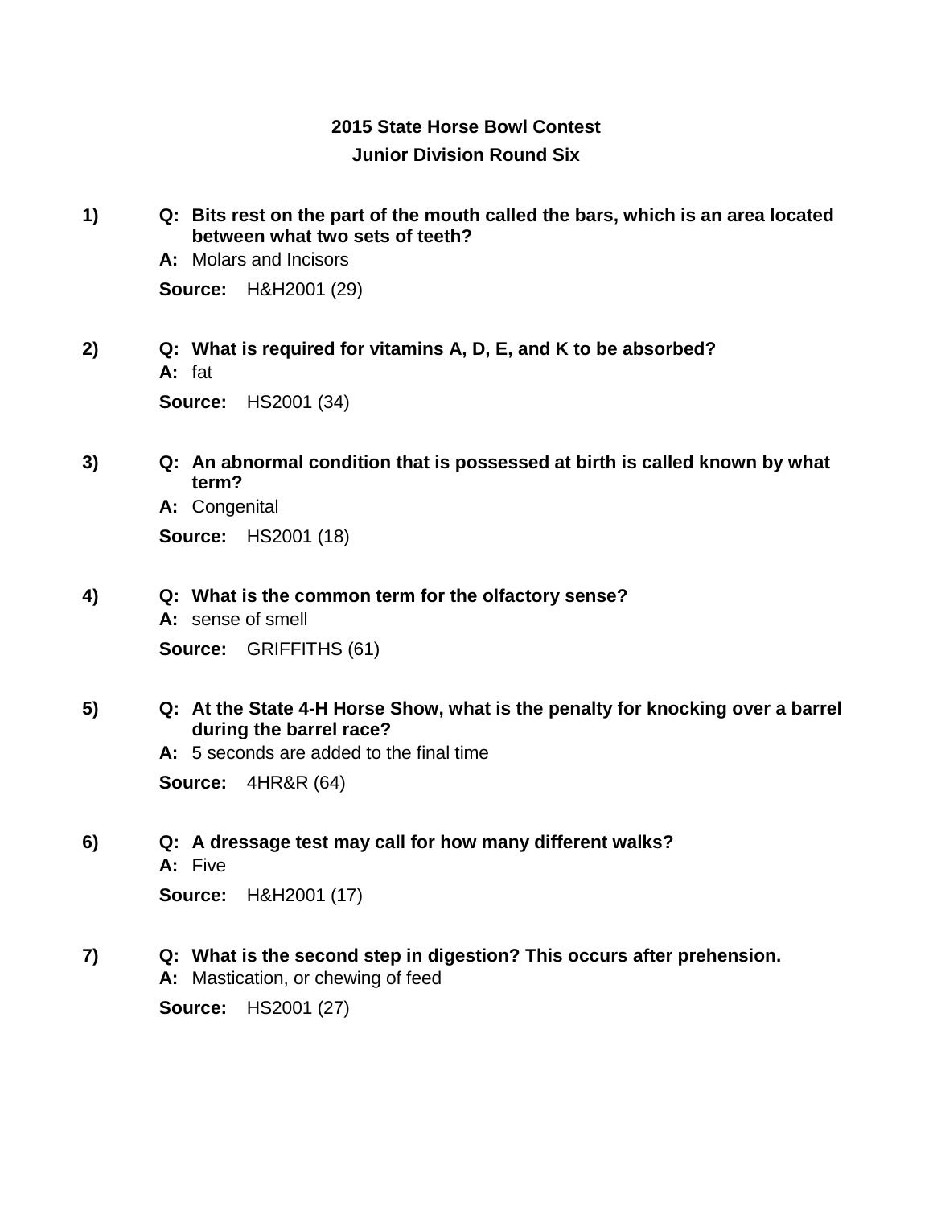**2015 State Horse Bowl Contest**

**Junior Division Round Six**

1) **Q: Bits rest on the part of the mouth called the bars, which is an area located between what two sets of teeth?**
   **A:** Molars and Incisors
   **Source:** H&H2001 (29)

2) **Q: What is required for vitamins A, D, E, and K to be absorbed?**
   **A:** fat
   **Source:** HS2001 (34)

3) **Q: An abnormal condition that is possessed at birth is called known by what term?**
   **A:** Congenital
   **Source:** HS2001 (18)

4) **Q: What is the common term for the olfactory sense?**
   **A:** sense of smell
   **Source:** GRIFFITHS (61)

5) **Q: At the State 4-H Horse Show, what is the penalty for knocking over a barrel during the barrel race?**
   **A:** 5 seconds are added to the final time
   **Source:** 4HR&R (64)

6) **Q: A dressage test may call for how many different walks?**
   **A:** Five
   **Source:** H&H2001 (17)

7) **Q: What is the second step in digestion? This occurs after prehension.**
   **A:** Mastication, or chewing of feed
   **Source:** HS2001 (27)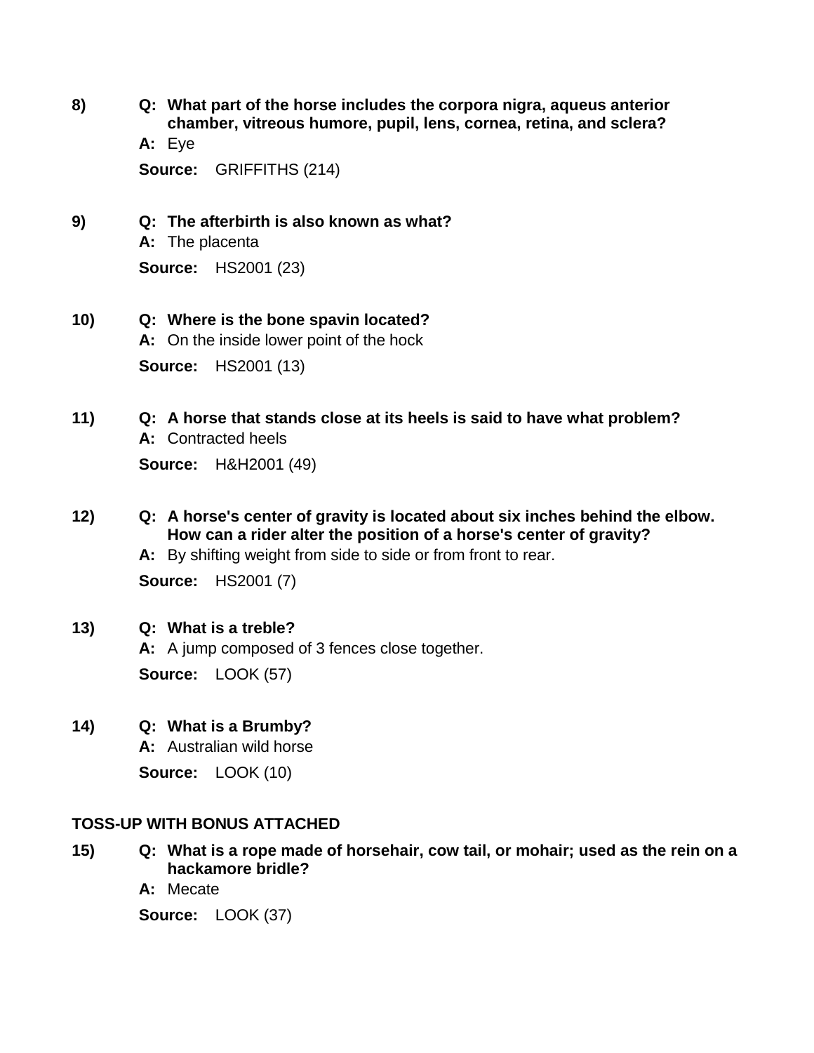8) **Q: What part of the horse includes the corpora nigra, aqueus anterior chamber, vitreous humore, pupil, lens, cornea, retina, and sclera?**

**A:** Eye

**Source:** GRIFFITHS (214)

9) **Q: The afterbirth is also known as what?**

**A:** The placenta

**Source:** HS2001 (23)

10) **Q: Where is the bone spavin located?**

**A:** On the inside lower point of the hock

**Source:** HS2001 (13)

11) **Q: A horse that stands close at its heels is said to have what problem?**

**A:** Contracted heels

**Source:** H&H2001 (49)

12) **Q: A horse's center of gravity is located about six inches behind the elbow. How can a rider alter the position of a horse's center of gravity?**

**A:** By shifting weight from side to side or from front to rear.

**Source:** HS2001 (7)

13) **Q: What is a treble?**

**A:** A jump composed of 3 fences close together.

**Source:** LOOK (57)

14) **Q: What is a Brumby?**

**A:** Australian wild horse

**Source:** LOOK (10)

**TOSS-UP WITH BONUS ATTACHED**

15) **Q: What is a rope made of horsehair, cow tail, or mohair; used as the rein on a hackamore bridle?**

**A:** Mecate

**Source:** LOOK (37)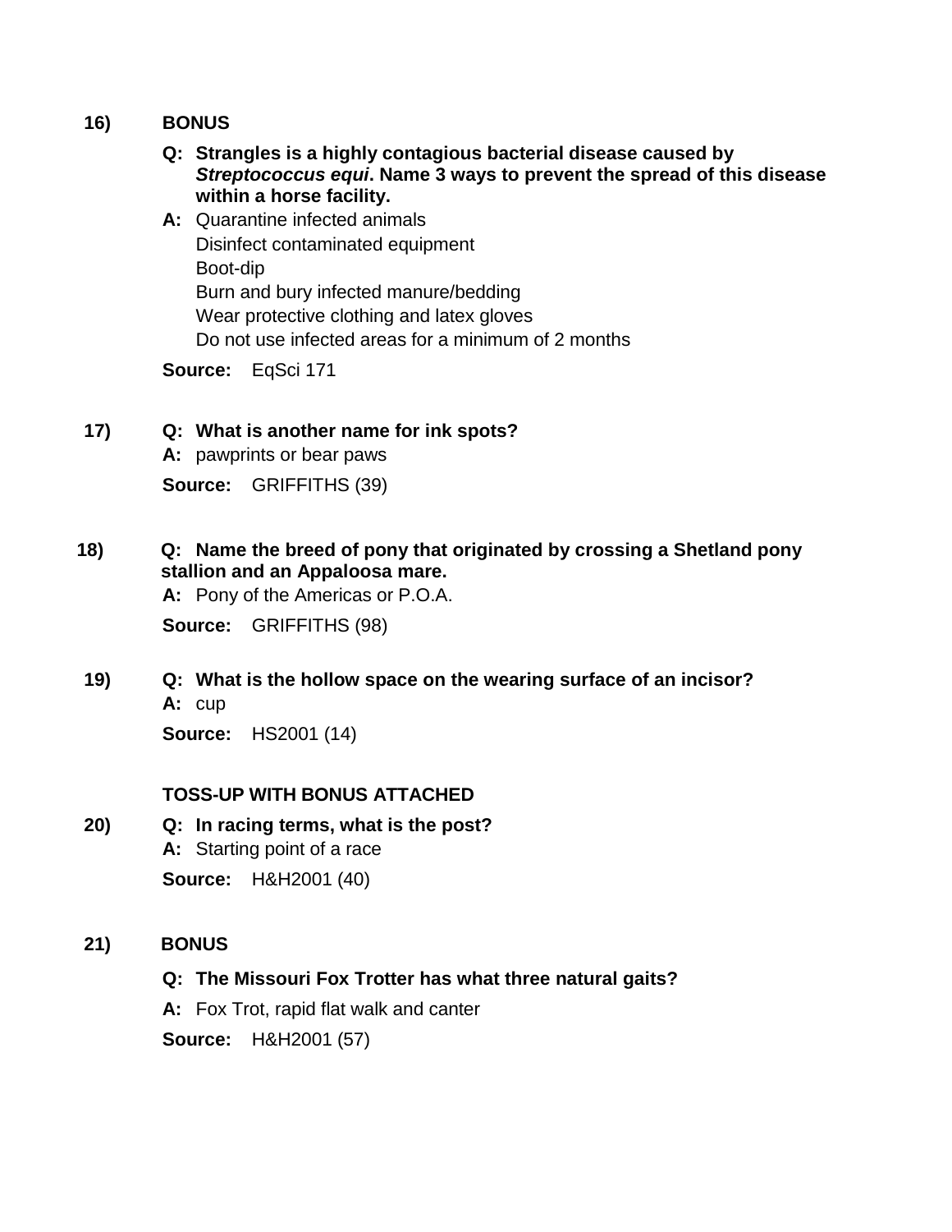**16)** **BONUS**

**Q: Strangles is a highly contagious bacterial disease caused by *Streptococcus equi*. Name 3 ways to prevent the spread of this disease within a horse facility.**

**A:** Quarantine infected animals
Disinfect contaminated equipment
Boot-dip
Burn and bury infected manure/bedding
Wear protective clothing and latex gloves
Do not use infected areas for a minimum of 2 months

**Source:** EqSci 171

**17)** **Q: What is another name for ink spots?**

**A:** pawprints or bear paws

**Source:** GRIFFITHS (39)

**18)** **Q: Name the breed of pony that originated by crossing a Shetland pony stallion and an Appaloosa mare.**

**A:** Pony of the Americas or P.O.A.

**Source:** GRIFFITHS (98)

**19)** **Q: What is the hollow space on the wearing surface of an incisor?**

**A:** cup

**Source:** HS2001 (14)

**TOSS-UP WITH BONUS ATTACHED**

**20)** **Q: In racing terms, what is the post?**

**A:** Starting point of a race

**Source:** H&H2001 (40)

**21)** **BONUS**

**Q: The Missouri Fox Trotter has what three natural gaits?**

**A:** Fox Trot, rapid flat walk and canter

**Source:** H&H2001 (57)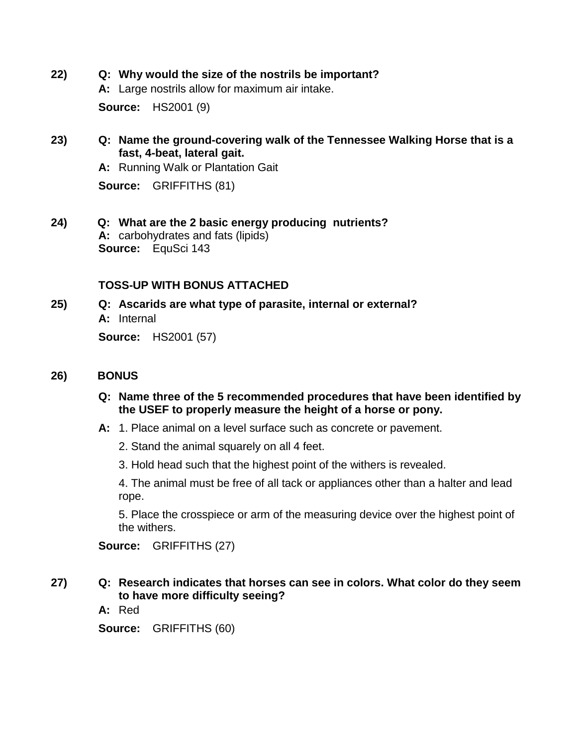**22)** **Q: Why would the size of the nostrils be important?**

**A:** Large nostrils allow for maximum air intake.

**Source:** HS2001 (9)

**23)** **Q: Name the ground-covering walk of the Tennessee Walking Horse that is a fast, 4-beat, lateral gait.**

**A:** Running Walk or Plantation Gait

**Source:** GRIFFITHS (81)

**24)** **Q: What are the 2 basic energy producing nutrients?**

**A:** carbohydrates and fats (lipids)

**Source:** EquSci 143

**TOSS-UP WITH BONUS ATTACHED**

**25)** **Q: Ascarids are what type of parasite, internal or external?**

**A:** Internal

**Source:** HS2001 (57)

**26)** **BONUS**

**Q: Name three of the 5 recommended procedures that have been identified by the USEF to properly measure the height of a horse or pony.**

**A:**
1. Place animal on a level surface such as concrete or pavement.
2. Stand the animal squarely on all 4 feet.
3. Hold head such that the highest point of the withers is revealed.
4. The animal must be free of all tack or appliances other than a halter and lead rope.
5. Place the crosspiece or arm of the measuring device over the highest point of the withers.

**Source:** GRIFFITHS (27)

**27)** **Q: Research indicates that horses can see in colors. What color do they seem to have more difficulty seeing?**

**A:** Red

**Source:** GRIFFITHS (60)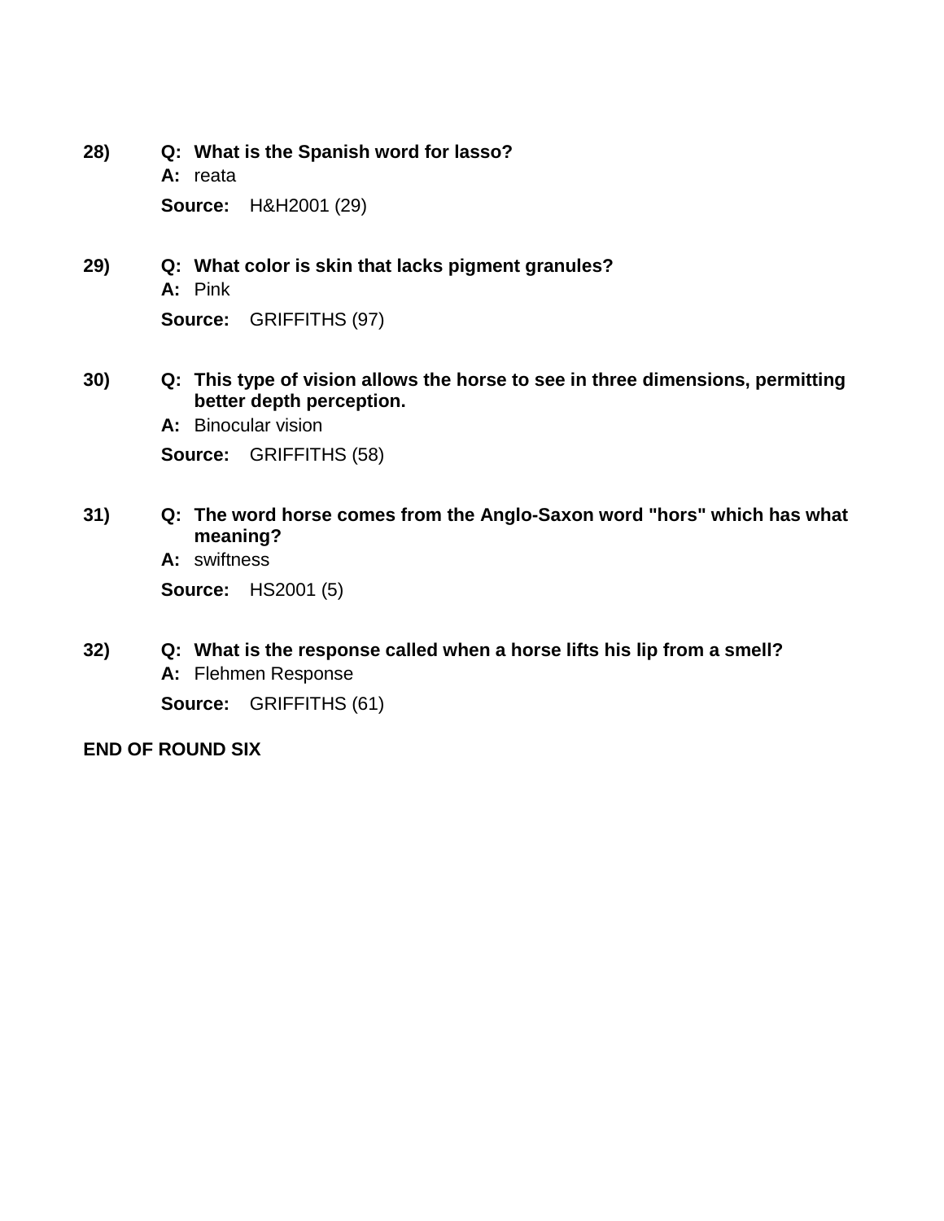**28)** **Q: What is the Spanish word for lasso?**
**A:** reata

**Source:** H&H2001 (29)

**29)** **Q: What color is skin that lacks pigment granules?**
**A:** Pink

**Source:** GRIFFITHS (97)

**30)** **Q: This type of vision allows the horse to see in three dimensions, permitting better depth perception.**
**A:** Binocular vision

**Source:** GRIFFITHS (58)

**31)** **Q: The word horse comes from the Anglo-Saxon word "hors" which has what meaning?**
**A:** swiftness

**Source:** HS2001 (5)

**32)** **Q: What is the response called when a horse lifts his lip from a smell?**
**A:** Flehmen Response

**Source:** GRIFFITHS (61)

**END OF ROUND SIX**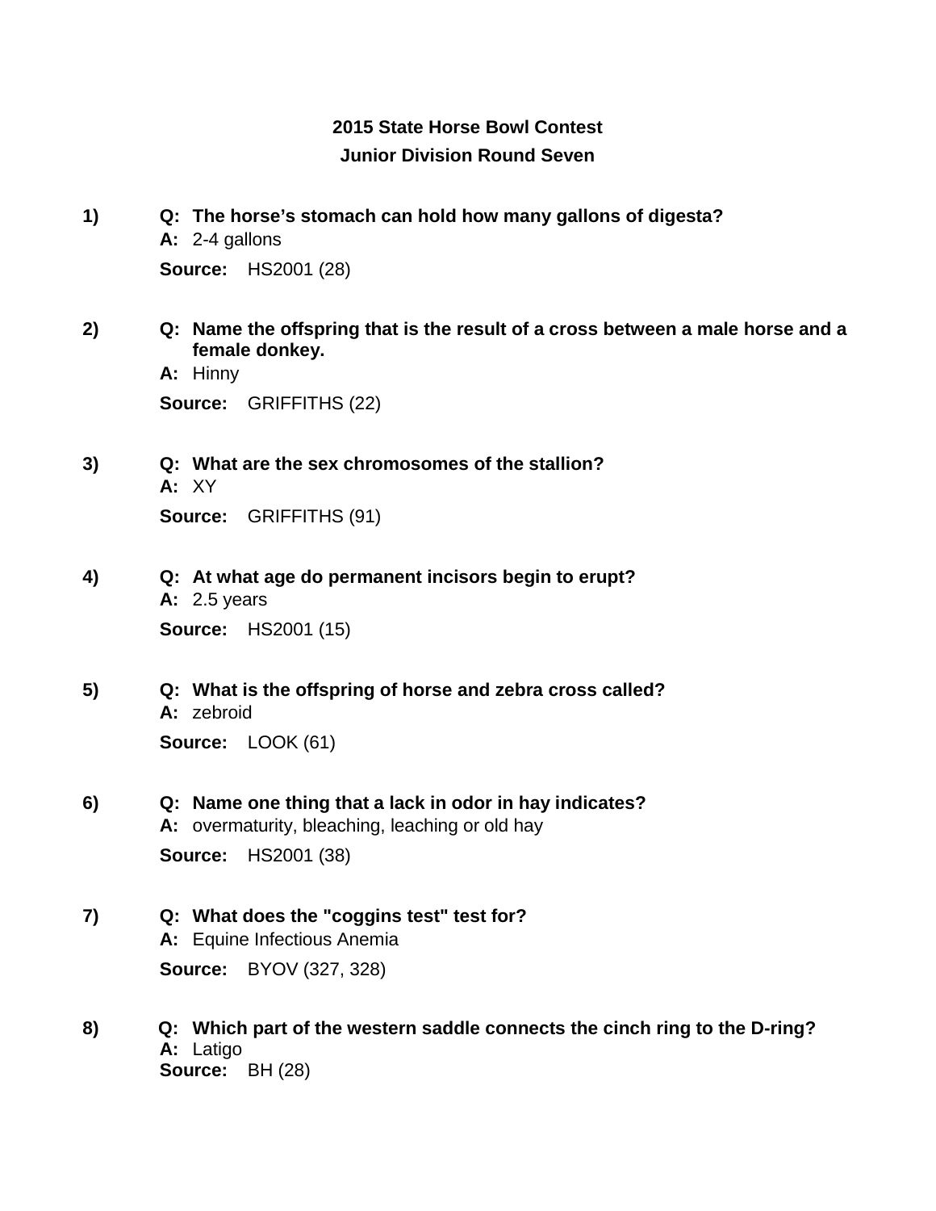**2015 State Horse Bowl Contest**

**Junior Division Round Seven**

**1)** **Q: The horse's stomach can hold how many gallons of digesta?**
**A:** 2-4 gallons
**Source:** HS2001 (28)

**2)** **Q: Name the offspring that is the result of a cross between a male horse and a female donkey.**
**A:** Hinny
**Source:** GRIFFITHS (22)

**3)** **Q: What are the sex chromosomes of the stallion?**
**A:** XY
**Source:** GRIFFITHS (91)

**4)** **Q: At what age do permanent incisors begin to erupt?**
**A:** 2.5 years
**Source:** HS2001 (15)

**5)** **Q: What is the offspring of horse and zebra cross called?**
**A:** zebroid
**Source:** LOOK (61)

**6)** **Q: Name one thing that a lack in odor in hay indicates?**
**A:** overmaturity, bleaching, leaching or old hay
**Source:** HS2001 (38)

**7)** **Q: What does the "coggins test" test for?**
**A:** Equine Infectious Anemia
**Source:** BYOV (327, 328)

**8)** **Q: Which part of the western saddle connects the cinch ring to the D-ring?**
**A:** Latigo
**Source:** BH (28)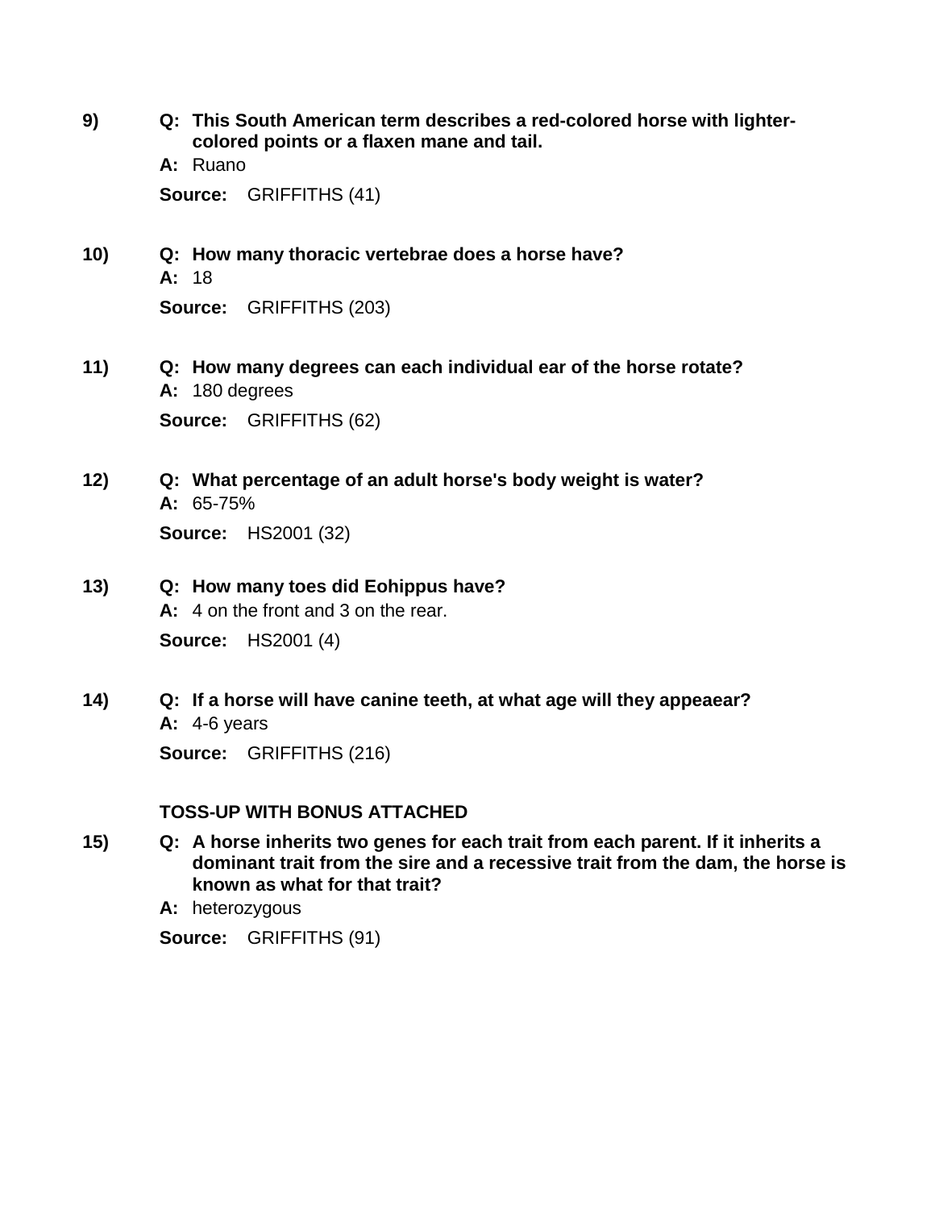**9)** **Q: This South American term describes a red-colored horse with lighter-colored points or a flaxen mane and tail.**

**A:** Ruano

**Source:** GRIFFITHS (41)

**10)** **Q: How many thoracic vertebrae does a horse have?**

**A:** 18

**Source:** GRIFFITHS (203)

**11)** **Q: How many degrees can each individual ear of the horse rotate?**

**A:** 180 degrees

**Source:** GRIFFITHS (62)

**12)** **Q: What percentage of an adult horse's body weight is water?**

**A:** 65-75%

**Source:** HS2001 (32)

**13)** **Q: How many toes did Eohippus have?**

**A:** 4 on the front and 3 on the rear.

**Source:** HS2001 (4)

**14)** **Q: If a horse will have canine teeth, at what age will they appeaear?**

**A:** 4-6 years

**Source:** GRIFFITHS (216)

**TOSS-UP WITH BONUS ATTACHED**

**15)** **Q: A horse inherits two genes for each trait from each parent. If it inherits a dominant trait from the sire and a recessive trait from the dam, the horse is known as what for that trait?**

**A:** heterozygous

**Source:** GRIFFITHS (91)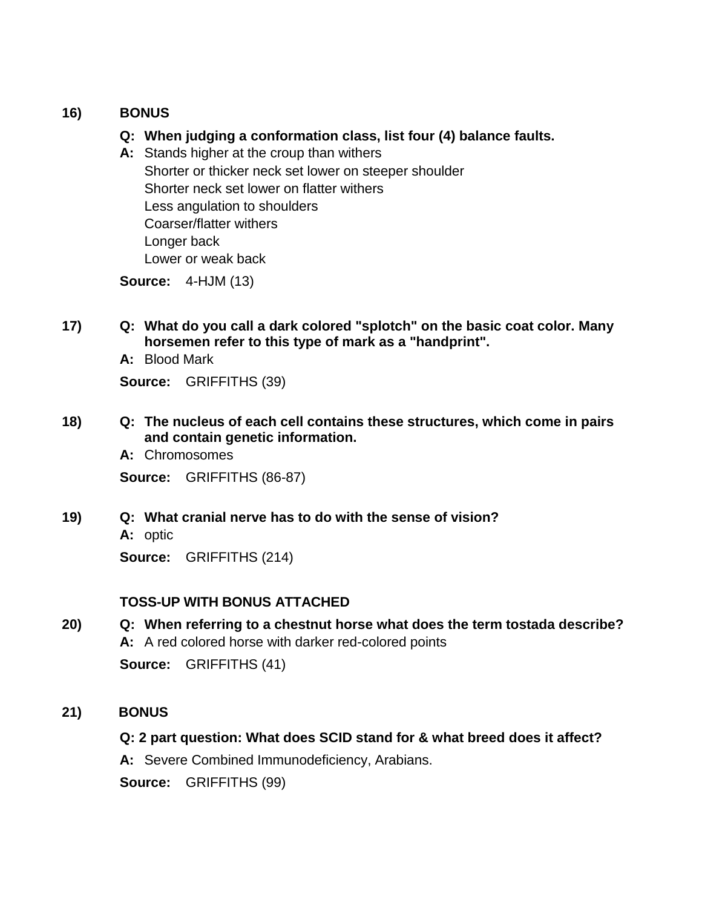**16)** **BONUS**

**Q: When judging a conformation class, list four (4) balance faults.**

**A:** Stands higher at the croup than withers
Shorter or thicker neck set lower on steeper shoulder
Shorter neck set lower on flatter withers
Less angulation to shoulders
Coarser/flatter withers
Longer back
Lower or weak back

**Source:** 4-HJM (13)

**17)** **Q: What do you call a dark colored "splotch" on the basic coat color. Many horsemen refer to this type of mark as a "handprint".**

**A:** Blood Mark

**Source:** GRIFFITHS (39)

**18)** **Q: The nucleus of each cell contains these structures, which come in pairs and contain genetic information.**

**A:** Chromosomes

**Source:** GRIFFITHS (86-87)

**19)** **Q: What cranial nerve has to do with the sense of vision?**

**A:** optic

**Source:** GRIFFITHS (214)

**TOSS-UP WITH BONUS ATTACHED**

**20)** **Q: When referring to a chestnut horse what does the term tostada describe?**

**A:** A red colored horse with darker red-colored points

**Source:** GRIFFITHS (41)

**21)** **BONUS**

**Q: 2 part question: What does SCID stand for & what breed does it affect?**

**A:** Severe Combined Immunodeficiency, Arabians.

**Source:** GRIFFITHS (99)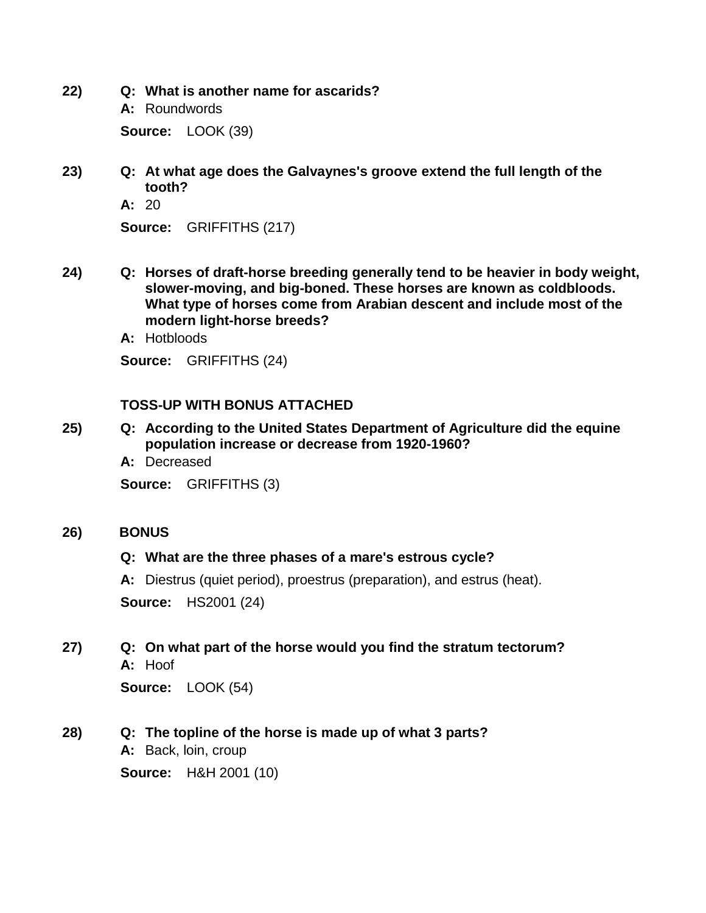**22)** **Q: What is another name for ascarids?**

**A:** Roundwords

**Source:** LOOK (39)

**23)** **Q: At what age does the Galvaynes's groove extend the full length of the tooth?**

**A:** 20

**Source:** GRIFFITHS (217)

**24)** **Q: Horses of draft-horse breeding generally tend to be heavier in body weight, slower-moving, and big-boned. These horses are known as coldbloods. What type of horses come from Arabian descent and include most of the modern light-horse breeds?**

**A:** Hotbloods

**Source:** GRIFFITHS (24)

**TOSS-UP WITH BONUS ATTACHED**

**25)** **Q: According to the United States Department of Agriculture did the equine population increase or decrease from 1920-1960?**

**A:** Decreased

**Source:** GRIFFITHS (3)

**26)** **BONUS**

**Q: What are the three phases of a mare's estrous cycle?**

**A:** Diestrus (quiet period), proestrus (preparation), and estrus (heat).

**Source:** HS2001 (24)

**27)** **Q: On what part of the horse would you find the stratum tectorum?**

**A:** Hoof

**Source:** LOOK (54)

**28)** **Q: The topline of the horse is made up of what 3 parts?**

**A:** Back, loin, croup

**Source:** H&H 2001 (10)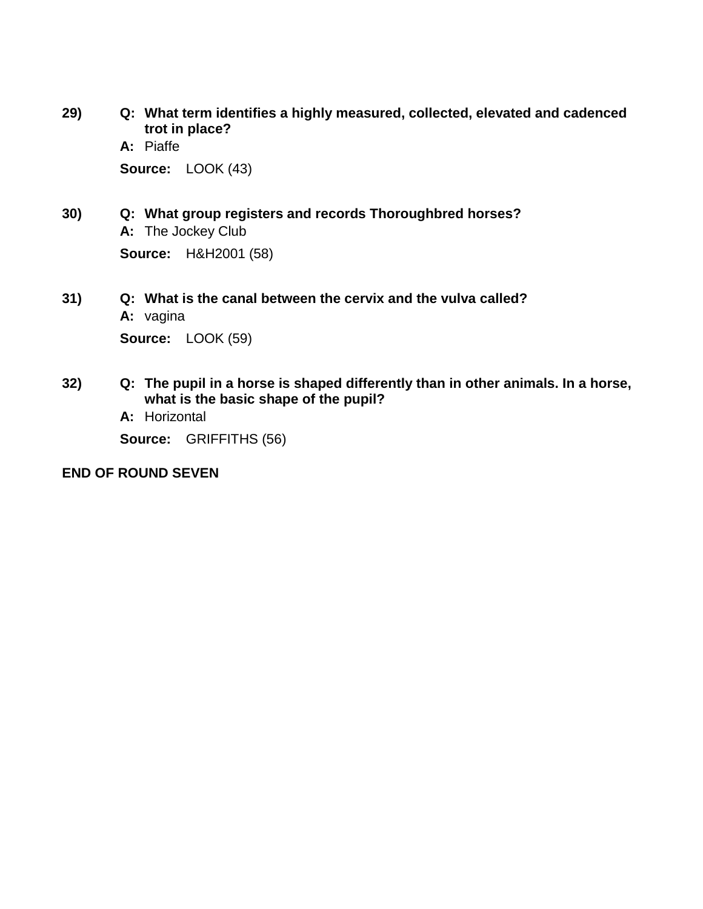29) **Q: What term identifies a highly measured, collected, elevated and cadenced trot in place?**

**A:** Piaffe

**Source:** LOOK (43)

30) **Q: What group registers and records Thoroughbred horses?**

**A:** The Jockey Club

**Source:** H&H2001 (58)

31) **Q: What is the canal between the cervix and the vulva called?**

**A:** vagina

**Source:** LOOK (59)

32) **Q: The pupil in a horse is shaped differently than in other animals. In a horse, what is the basic shape of the pupil?**

**A:** Horizontal

**Source:** GRIFFITHS (56)

**END OF ROUND SEVEN**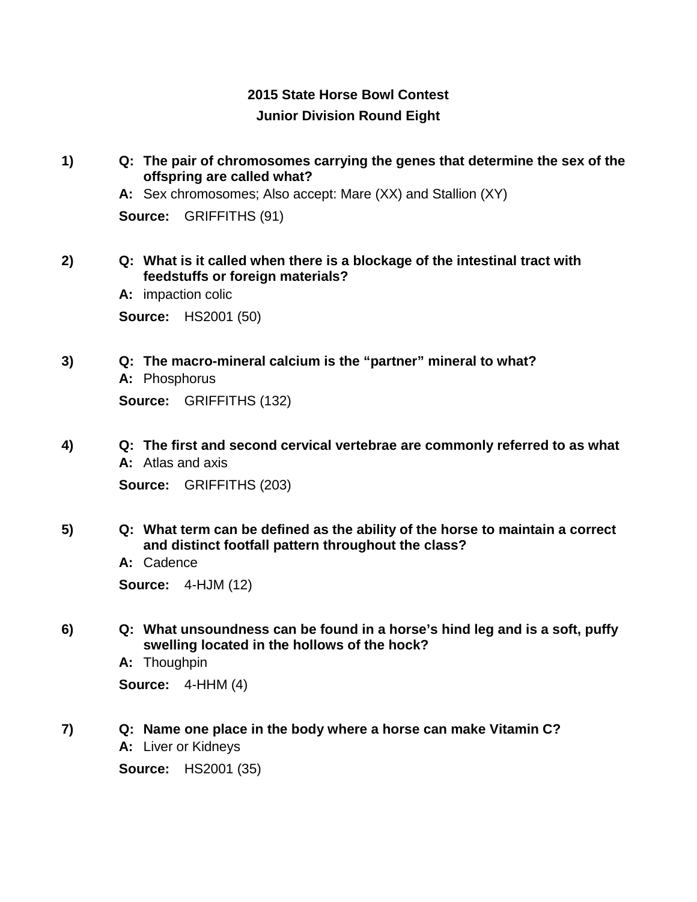## 2015 State Horse Bowl Contest
## Junior Division Round Eight

**1)** **Q: The pair of chromosomes carrying the genes that determine the sex of the offspring are called what?**

**A:** Sex chromosomes; Also accept: Mare (XX) and Stallion (XY)

**Source:** GRIFFITHS (91)

**2)** **Q: What is it called when there is a blockage of the intestinal tract with feedstuffs or foreign materials?**

**A:** impaction colic

**Source:** HS2001 (50)

**3)** **Q: The macro-mineral calcium is the "partner" mineral to what?**

**A:** Phosphorus

**Source:** GRIFFITHS (132)

**4)** **Q: The first and second cervical vertebrae are commonly referred to as what**

**A:** Atlas and axis

**Source:** GRIFFITHS (203)

**5)** **Q: What term can be defined as the ability of the horse to maintain a correct and distinct footfall pattern throughout the class?**

**A:** Cadence

**Source:** 4-HJM (12)

**6)** **Q: What unsoundness can be found in a horse's hind leg and is a soft, puffy swelling located in the hollows of the hock?**

**A:** Thoughpin

**Source:** 4-HHM (4)

**7)** **Q: Name one place in the body where a horse can make Vitamin C?**

**A:** Liver or Kidneys

**Source:** HS2001 (35)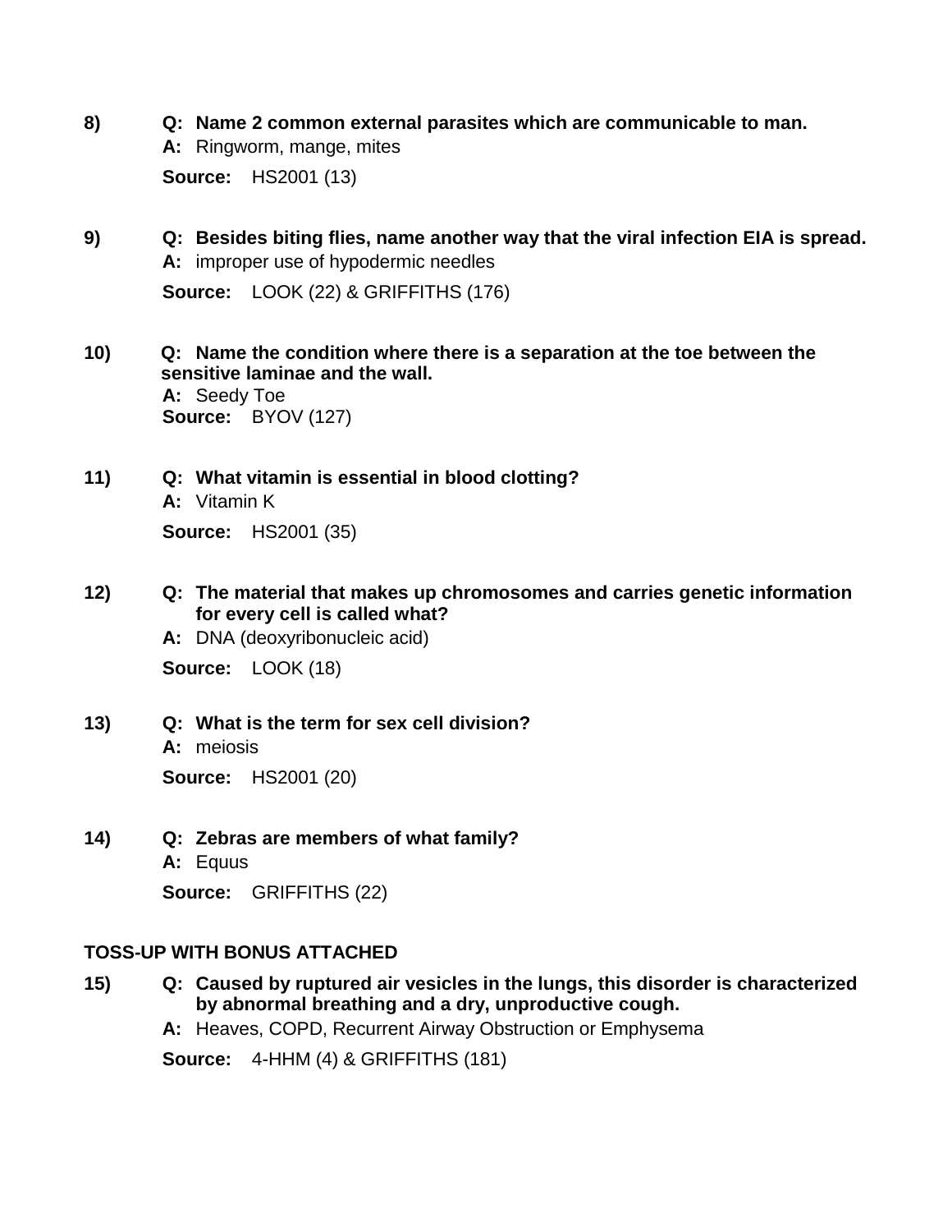8) **Q: Name 2 common external parasites which are communicable to man.**

**A:** Ringworm, mange, mites

**Source:** HS2001 (13)

9) **Q: Besides biting flies, name another way that the viral infection EIA is spread.**

**A:** improper use of hypodermic needles

**Source:** LOOK (22) & GRIFFITHS (176)

10) **Q: Name the condition where there is a separation at the toe between the sensitive laminae and the wall.**

**A:** Seedy Toe

**Source:** BYOV (127)

11) **Q: What vitamin is essential in blood clotting?**

**A:** Vitamin K

**Source:** HS2001 (35)

12) **Q: The material that makes up chromosomes and carries genetic information for every cell is called what?**

**A:** DNA (deoxyribonucleic acid)

**Source:** LOOK (18)

13) **Q: What is the term for sex cell division?**

**A:** meiosis

**Source:** HS2001 (20)

14) **Q: Zebras are members of what family?**

**A:** Equus

**Source:** GRIFFITHS (22)

**TOSS-UP WITH BONUS ATTACHED**

15) **Q: Caused by ruptured air vesicles in the lungs, this disorder is characterized by abnormal breathing and a dry, unproductive cough.**

**A:** Heaves, COPD, Recurrent Airway Obstruction or Emphysema

**Source:** 4-HHM (4) & GRIFFITHS (181)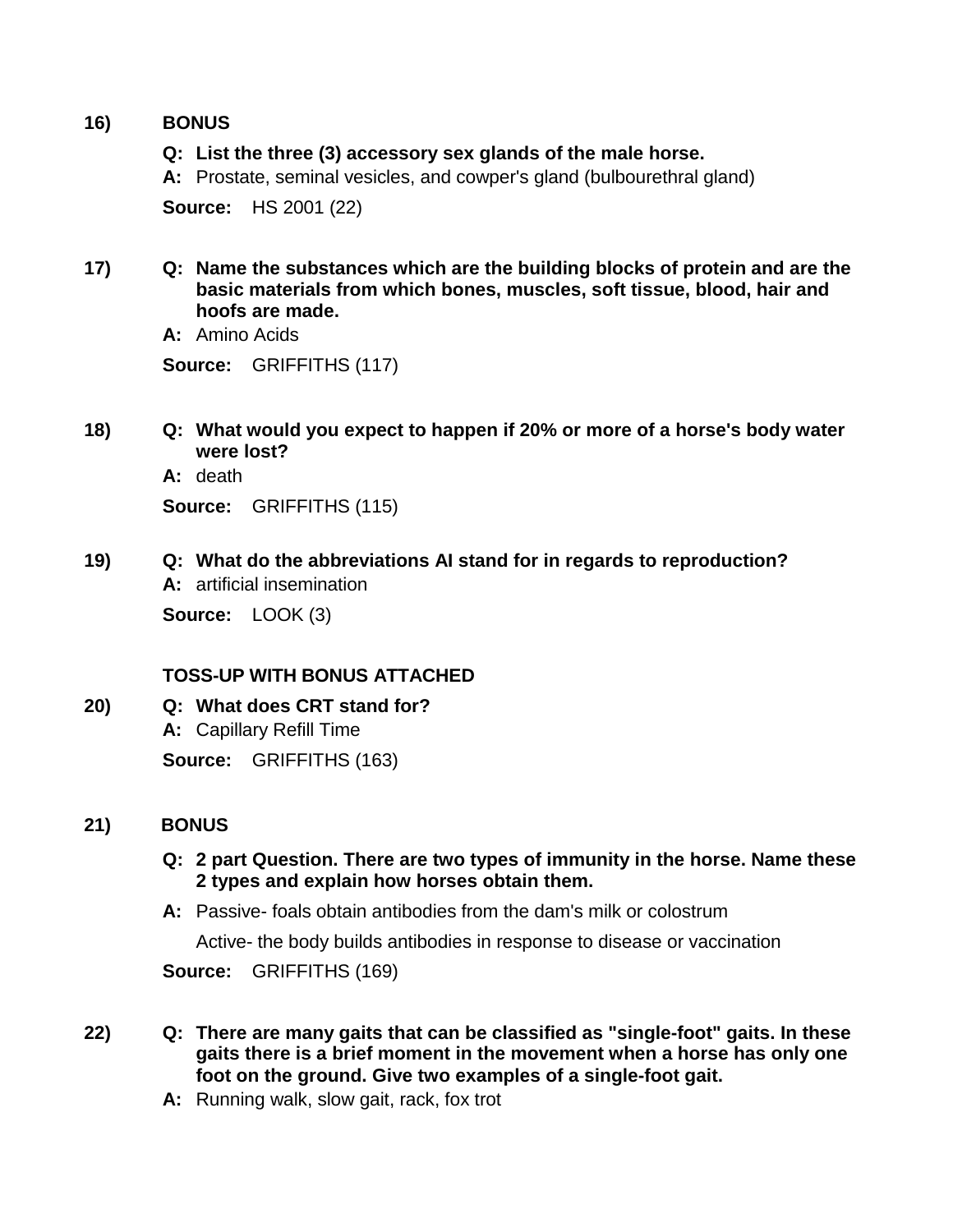**16)** **BONUS**

**Q:** **List the three (3) accessory sex glands of the male horse.**

**A:** Prostate, seminal vesicles, and cowper's gland (bulbourethral gland)

**Source:** HS 2001 (22)

**17)** **Q:** **Name the substances which are the building blocks of protein and are the basic materials from which bones, muscles, soft tissue, blood, hair and hoofs are made.**

**A:** Amino Acids

**Source:** GRIFFITHS (117)

**18)** **Q:** **What would you expect to happen if 20% or more of a horse's body water were lost?**

**A:** death

**Source:** GRIFFITHS (115)

**19)** **Q:** **What do the abbreviations AI stand for in regards to reproduction?**

**A:** artificial insemination

**Source:** LOOK (3)

**TOSS-UP WITH BONUS ATTACHED**

**20)** **Q:** **What does CRT stand for?**

**A:** Capillary Refill Time

**Source:** GRIFFITHS (163)

**21)** **BONUS**

**Q:** **2 part Question. There are two types of immunity in the horse. Name these 2 types and explain how horses obtain them.**

**A:** Passive- foals obtain antibodies from the dam's milk or colostrum

Active- the body builds antibodies in response to disease or vaccination

**Source:** GRIFFITHS (169)

**22)** **Q:** **There are many gaits that can be classified as "single-foot" gaits. In these gaits there is a brief moment in the movement when a horse has only one foot on the ground. Give two examples of a single-foot gait.**

**A:** Running walk, slow gait, rack, fox trot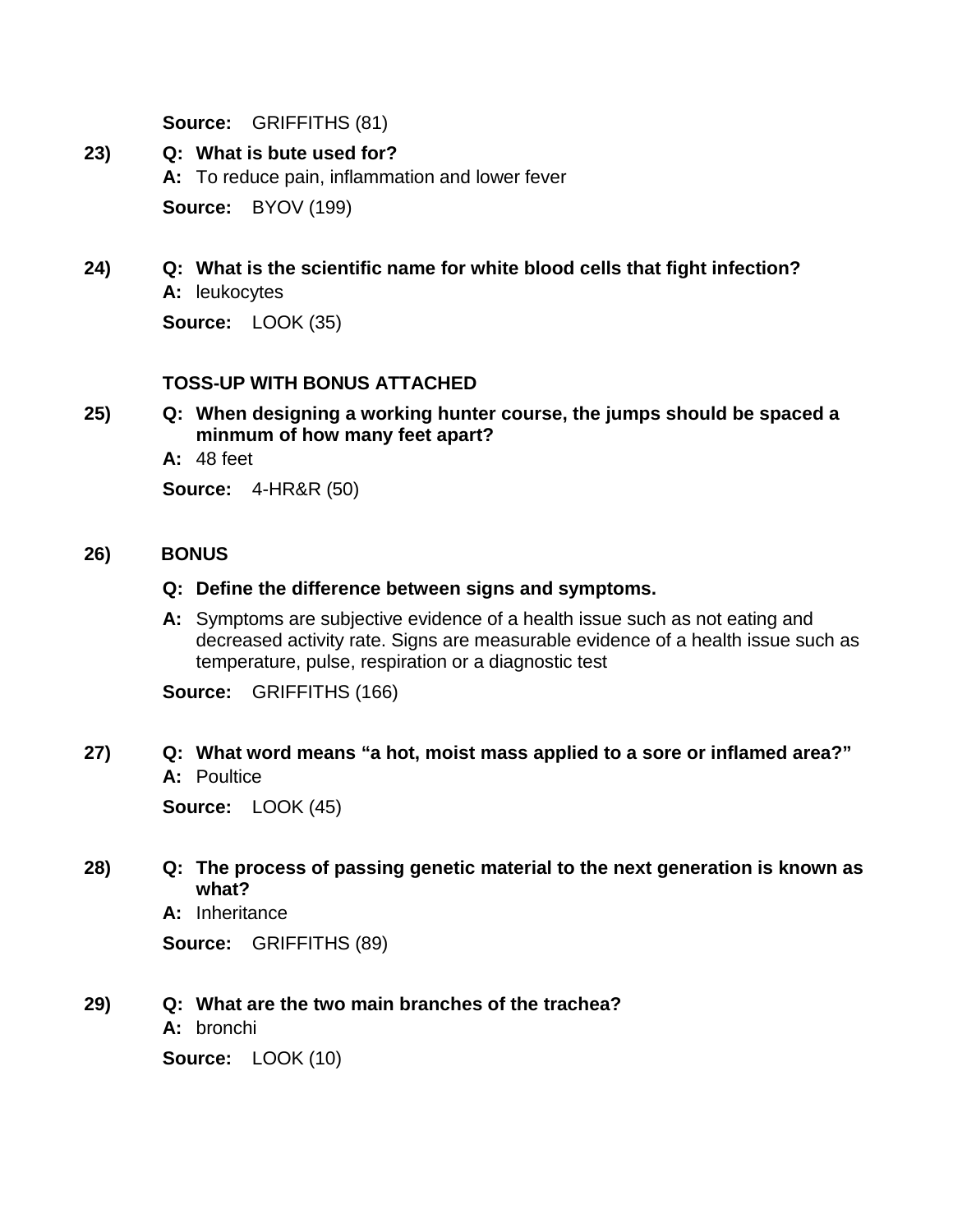**Source:** GRIFFITHS (81)

**23)** **Q: What is bute used for?**

**A:** To reduce pain, inflammation and lower fever

**Source:** BYOV (199)

**24)** **Q: What is the scientific name for white blood cells that fight infection?**

**A:** leukocytes

**Source:** LOOK (35)

**TOSS-UP WITH BONUS ATTACHED**

**25)** **Q: When designing a working hunter course, the jumps should be spaced a minmum of how many feet apart?**

**A:** 48 feet

**Source:** 4-HR&R (50)

**26)** **BONUS**

**Q: Define the difference between signs and symptoms.**

**A:** Symptoms are subjective evidence of a health issue such as not eating and decreased activity rate. Signs are measurable evidence of a health issue such as temperature, pulse, respiration or a diagnostic test

**Source:** GRIFFITHS (166)

**27)** **Q: What word means "a hot, moist mass applied to a sore or inflamed area?"**

**A:** Poultice

**Source:** LOOK (45)

**28)** **Q: The process of passing genetic material to the next generation is known as what?**

**A:** Inheritance

**Source:** GRIFFITHS (89)

**29)** **Q: What are the two main branches of the trachea?**

**A:** bronchi

**Source:** LOOK (10)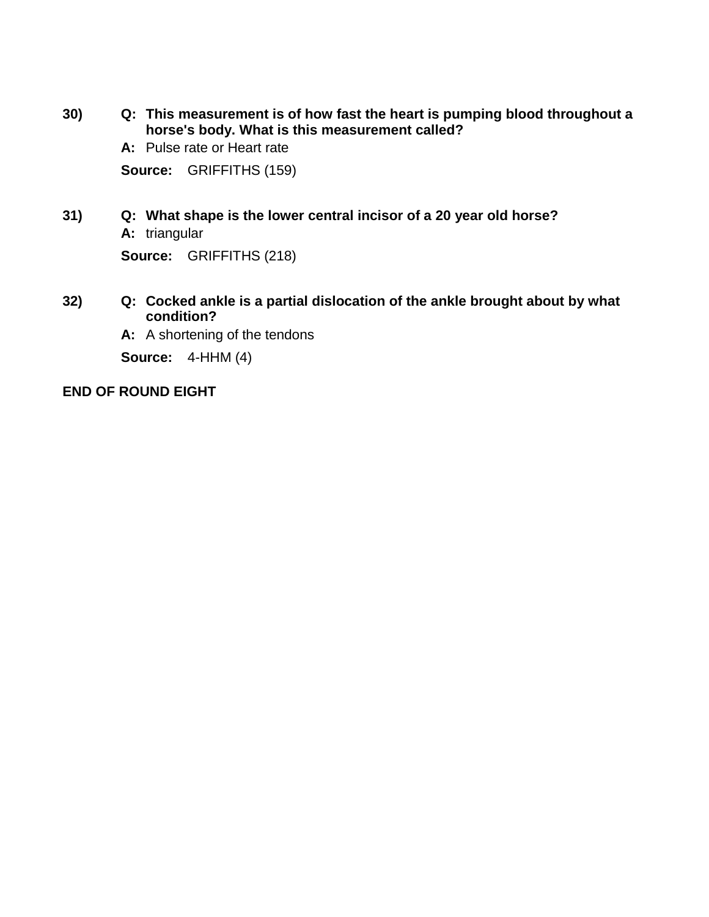30) **Q: This measurement is of how fast the heart is pumping blood throughout a horse's body. What is this measurement called?**

**A:** Pulse rate or Heart rate

**Source:** GRIFFITHS (159)

31) **Q: What shape is the lower central incisor of a 20 year old horse?**

**A:** triangular

**Source:** GRIFFITHS (218)

32) **Q: Cocked ankle is a partial dislocation of the ankle brought about by what condition?**

**A:** A shortening of the tendons

**Source:** 4-HHM (4)

**END OF ROUND EIGHT**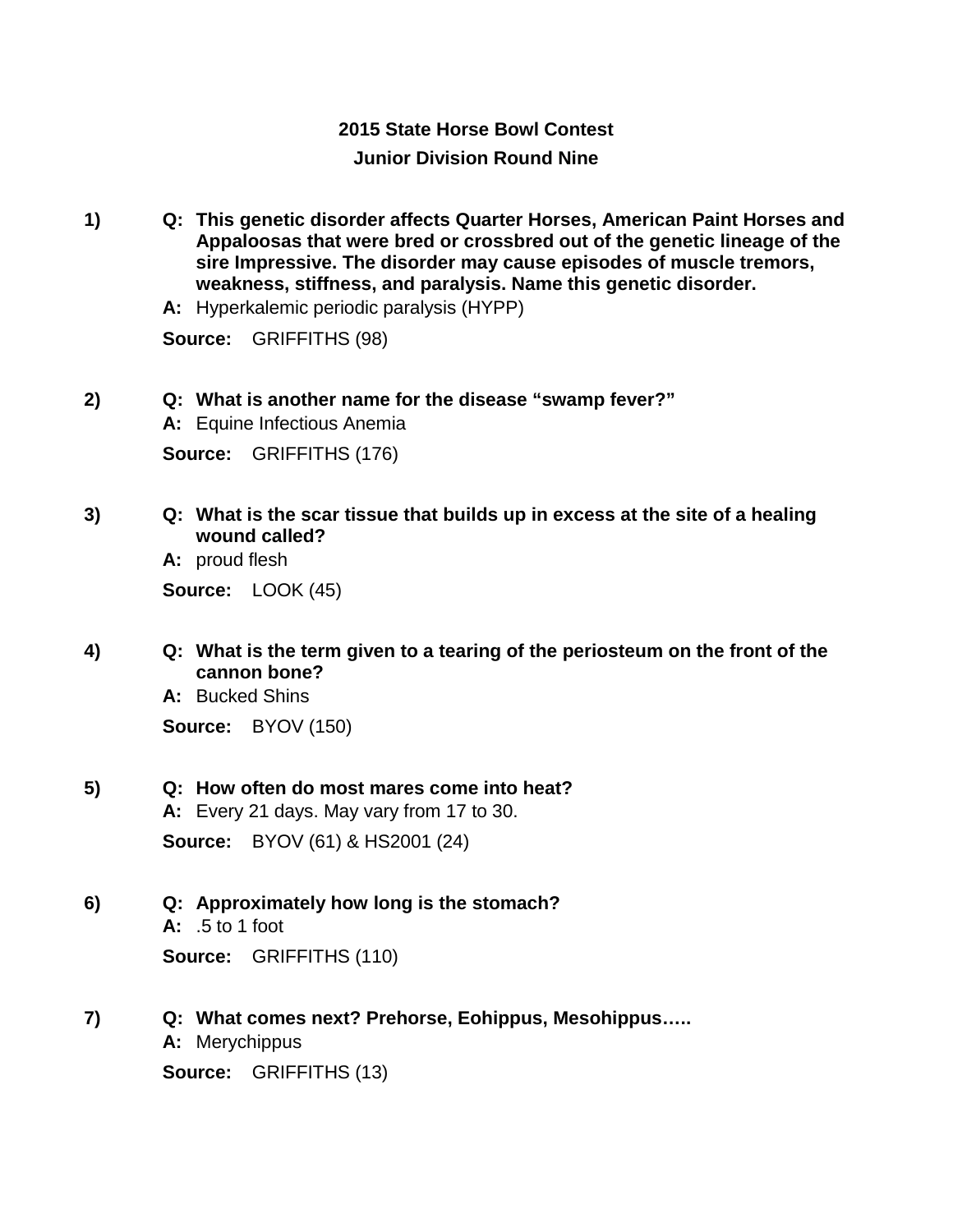# 2015 State Horse Bowl Contest

## Junior Division Round Nine

1) **Q: This genetic disorder affects Quarter Horses, American Paint Horses and Appaloosas that were bred or crossbred out of the genetic lineage of the sire Impressive. The disorder may cause episodes of muscle tremors, weakness, stiffness, and paralysis. Name this genetic disorder.**

   **A:** Hyperkalemic periodic paralysis (HYPP)

   **Source:** GRIFFITHS (98)

2) **Q: What is another name for the disease "swamp fever?"**

   **A:** Equine Infectious Anemia

   **Source:** GRIFFITHS (176)

3) **Q: What is the scar tissue that builds up in excess at the site of a healing wound called?**

   **A:** proud flesh

   **Source:** LOOK (45)

4) **Q: What is the term given to a tearing of the periosteum on the front of the cannon bone?**

   **A:** Bucked Shins

   **Source:** BYOV (150)

5) **Q: How often do most mares come into heat?**

   **A:** Every 21 days. May vary from 17 to 30.

   **Source:** BYOV (61) & HS2001 (24)

6) **Q: Approximately how long is the stomach?**

   **A:** .5 to 1 foot

   **Source:** GRIFFITHS (110)

7) **Q: What comes next? Prehorse, Eohippus, Mesohippus…..**

   **A:** Merychippus

   **Source:** GRIFFITHS (13)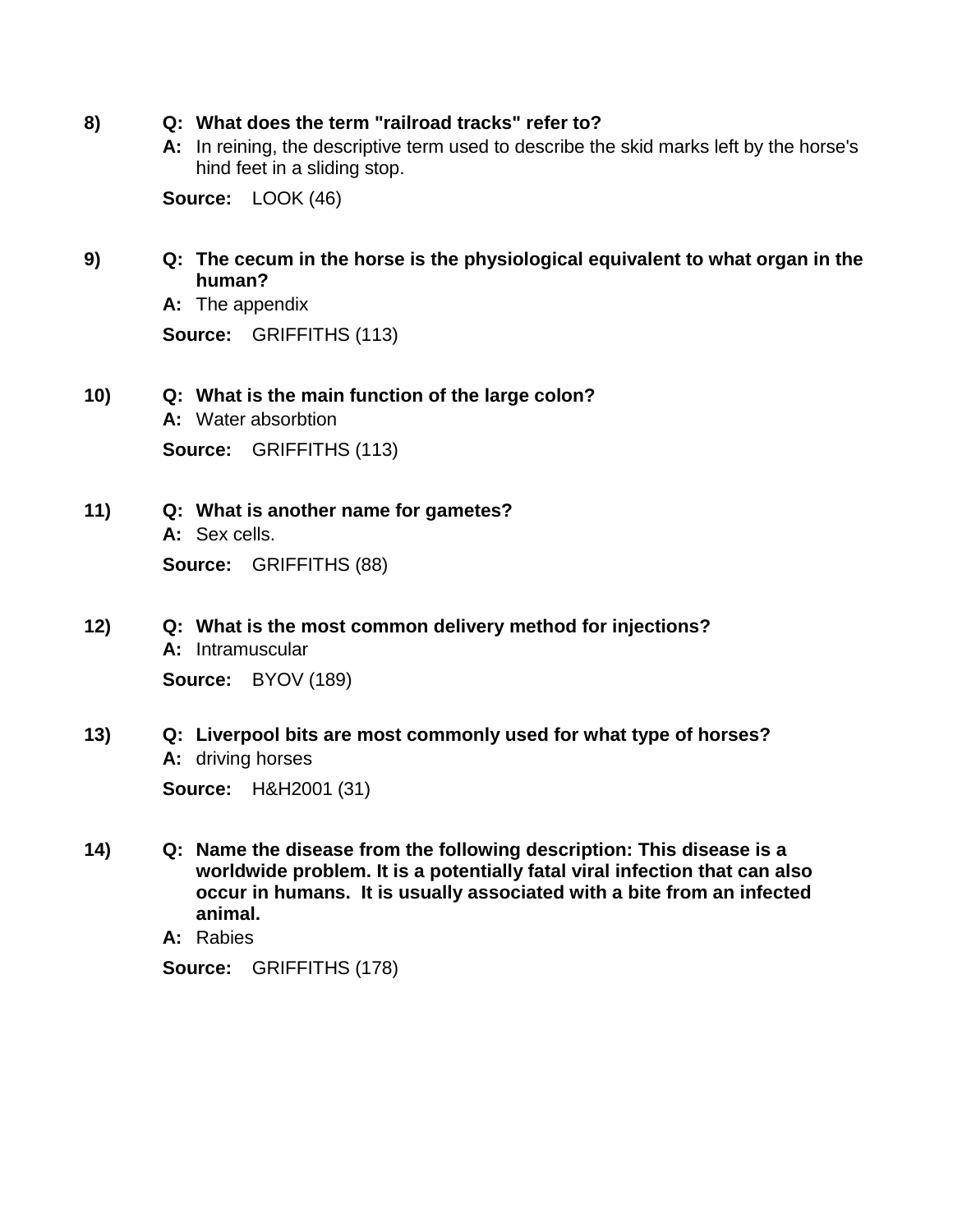8) **Q: What does the term "railroad tracks" refer to?**

**A:** In reining, the descriptive term used to describe the skid marks left by the horse's hind feet in a sliding stop.

**Source:** LOOK (46)

9) **Q: The cecum in the horse is the physiological equivalent to what organ in the human?**

**A:** The appendix

**Source:** GRIFFITHS (113)

10) **Q: What is the main function of the large colon?**

**A:** Water absorbtion

**Source:** GRIFFITHS (113)

11) **Q: What is another name for gametes?**

**A:** Sex cells.

**Source:** GRIFFITHS (88)

12) **Q: What is the most common delivery method for injections?**

**A:** Intramuscular

**Source:** BYOV (189)

13) **Q: Liverpool bits are most commonly used for what type of horses?**

**A:** driving horses

**Source:** H&H2001 (31)

14) **Q: Name the disease from the following description: This disease is a worldwide problem. It is a potentially fatal viral infection that can also occur in humans. It is usually associated with a bite from an infected animal.**

**A:** Rabies

**Source:** GRIFFITHS (178)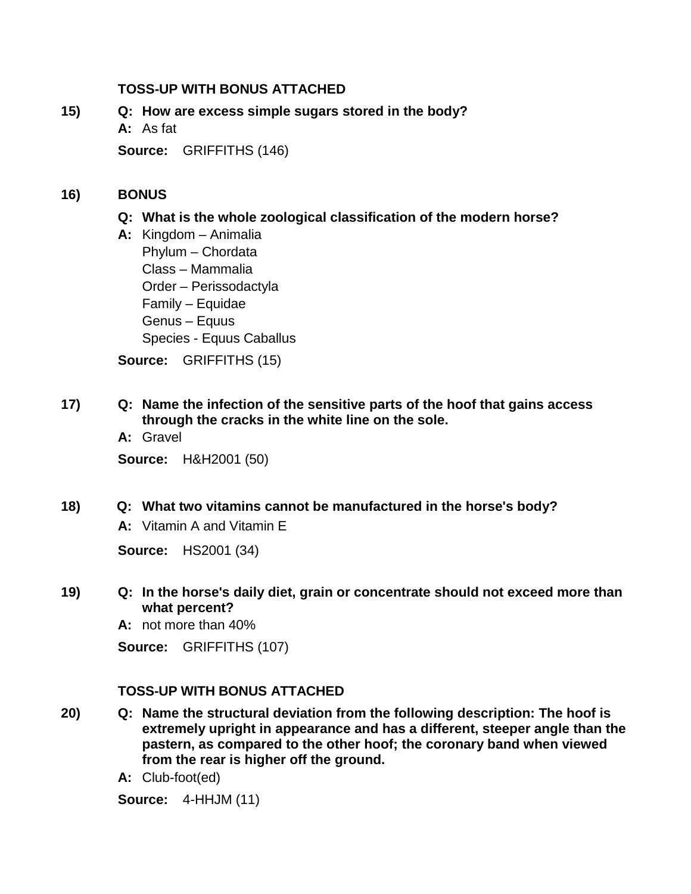**TOSS-UP WITH BONUS ATTACHED**

15) **Q: How are excess simple sugars stored in the body?**

**A:** As fat

**Source:** GRIFFITHS (146)

16) **BONUS**

**Q: What is the whole zoological classification of the modern horse?**

**A:** Kingdom – Animalia
Phylum – Chordata
Class – Mammalia
Order – Perissodactyla
Family – Equidae
Genus – Equus
Species - Equus Caballus

**Source:** GRIFFITHS (15)

17) **Q: Name the infection of the sensitive parts of the hoof that gains access through the cracks in the white line on the sole.**

**A:** Gravel

**Source:** H&H2001 (50)

18) **Q: What two vitamins cannot be manufactured in the horse's body?**

**A:** Vitamin A and Vitamin E

**Source:** HS2001 (34)

19) **Q: In the horse's daily diet, grain or concentrate should not exceed more than what percent?**

**A:** not more than 40%

**Source:** GRIFFITHS (107)

**TOSS-UP WITH BONUS ATTACHED**

20) **Q: Name the structural deviation from the following description: The hoof is extremely upright in appearance and has a different, steeper angle than the pastern, as compared to the other hoof; the coronary band when viewed from the rear is higher off the ground.**

**A:** Club-foot(ed)

**Source:** 4-HHJM (11)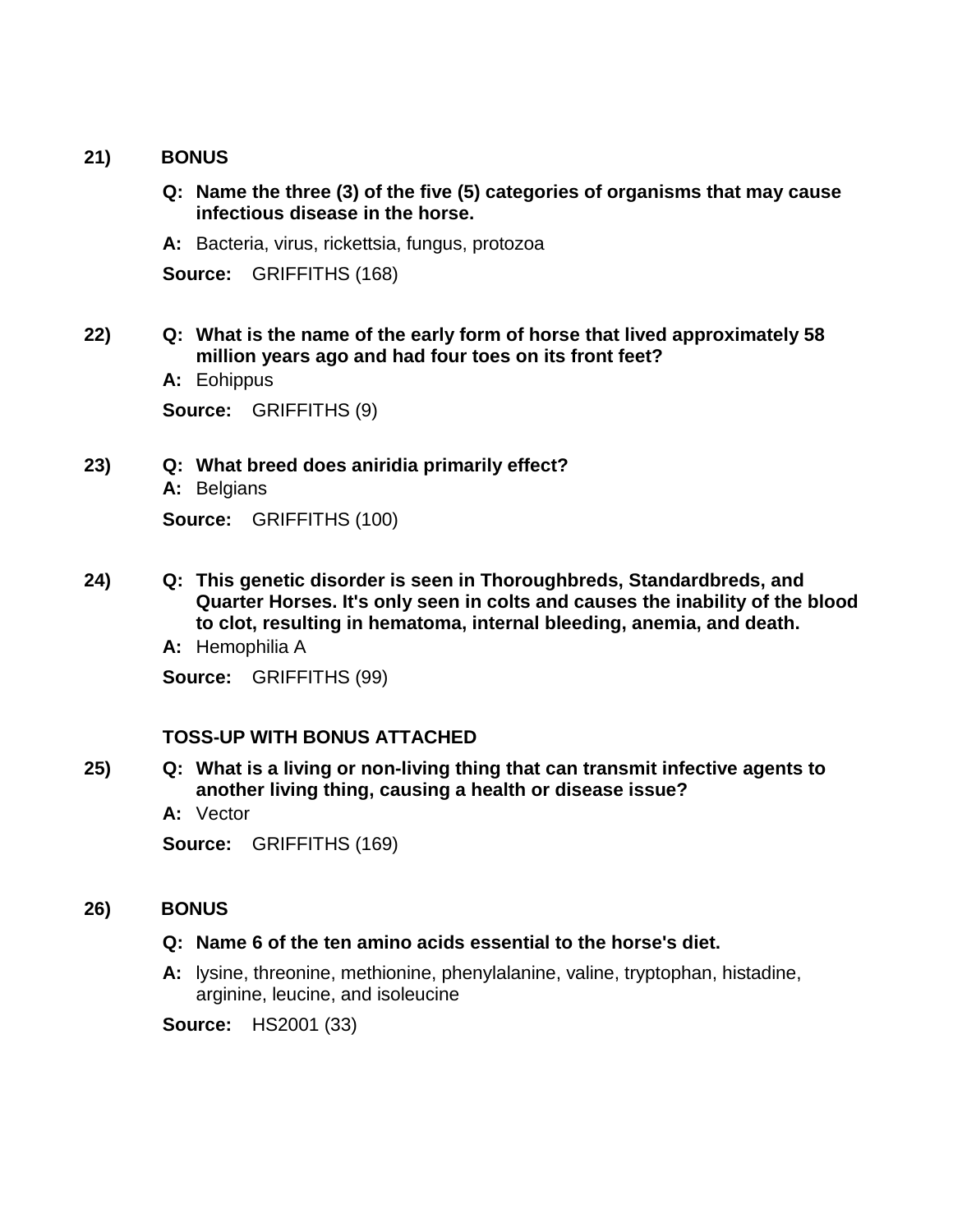21) **BONUS**

**Q: Name the three (3) of the five (5) categories of organisms that may cause infectious disease in the horse.**

**A:** Bacteria, virus, rickettsia, fungus, protozoa

**Source:** GRIFFITHS (168)

22) **Q: What is the name of the early form of horse that lived approximately 58 million years ago and had four toes on its front feet?**

**A:** Eohippus

**Source:** GRIFFITHS (9)

23) **Q: What breed does aniridia primarily effect?**

**A:** Belgians

**Source:** GRIFFITHS (100)

24) **Q: This genetic disorder is seen in Thoroughbreds, Standardbreds, and Quarter Horses. It's only seen in colts and causes the inability of the blood to clot, resulting in hematoma, internal bleeding, anemia, and death.**

**A:** Hemophilia A

**Source:** GRIFFITHS (99)

**TOSS-UP WITH BONUS ATTACHED**

25) **Q: What is a living or non-living thing that can transmit infective agents to another living thing, causing a health or disease issue?**

**A:** Vector

**Source:** GRIFFITHS (169)

26) **BONUS**

**Q: Name 6 of the ten amino acids essential to the horse's diet.**

**A:** lysine, threonine, methionine, phenylalanine, valine, tryptophan, histadine, arginine, leucine, and isoleucine

**Source:** HS2001 (33)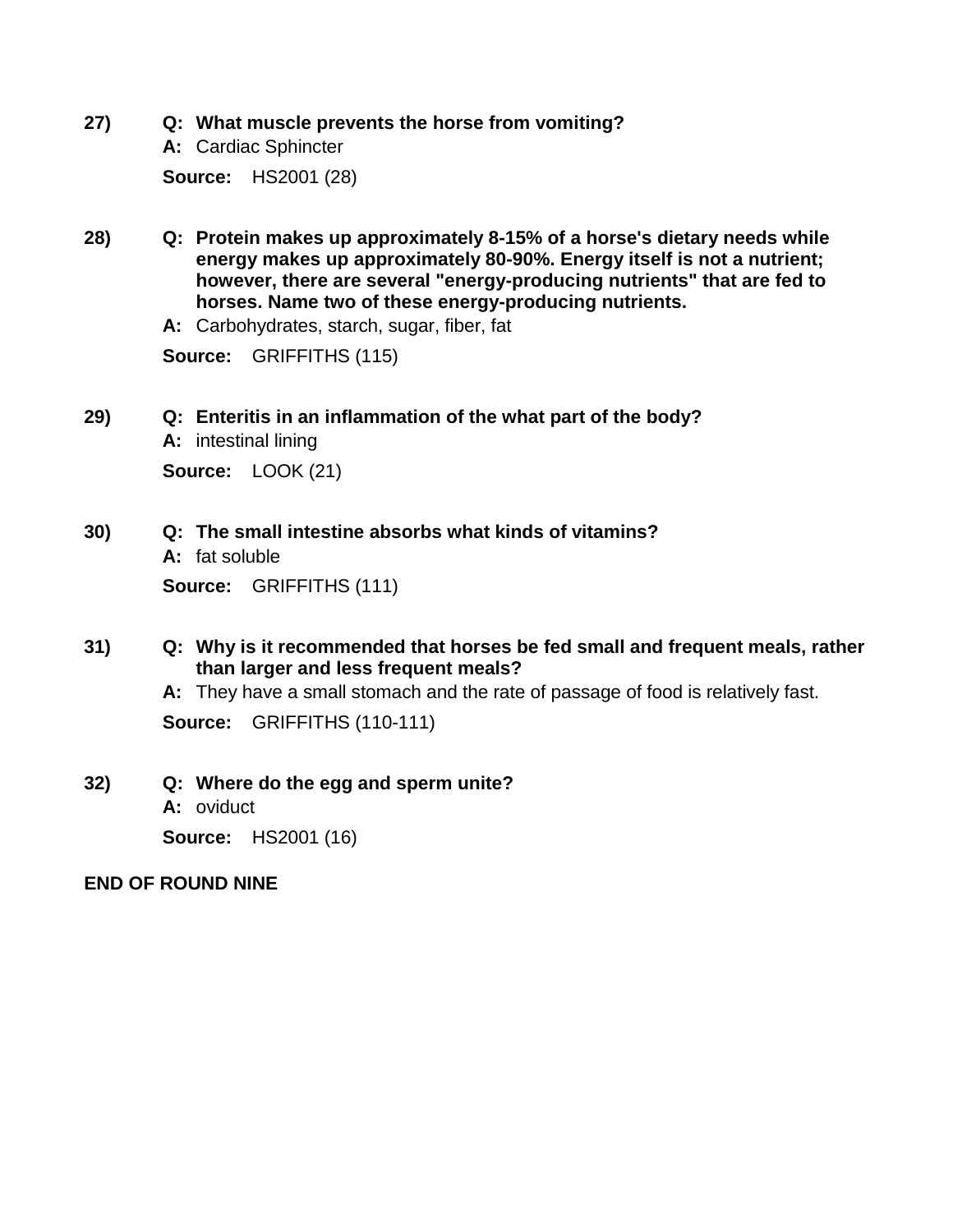**27)** **Q: What muscle prevents the horse from vomiting?**

**A:** Cardiac Sphincter

**Source:** HS2001 (28)

**28)** **Q: Protein makes up approximately 8-15% of a horse's dietary needs while energy makes up approximately 80-90%. Energy itself is not a nutrient; however, there are several "energy-producing nutrients" that are fed to horses. Name two of these energy-producing nutrients.**

**A:** Carbohydrates, starch, sugar, fiber, fat

**Source:** GRIFFITHS (115)

**29)** **Q: Enteritis in an inflammation of the what part of the body?**

**A:** intestinal lining

**Source:** LOOK (21)

**30)** **Q: The small intestine absorbs what kinds of vitamins?**

**A:** fat soluble

**Source:** GRIFFITHS (111)

**31)** **Q: Why is it recommended that horses be fed small and frequent meals, rather than larger and less frequent meals?**

**A:** They have a small stomach and the rate of passage of food is relatively fast.

**Source:** GRIFFITHS (110-111)

**32)** **Q: Where do the egg and sperm unite?**

**A:** oviduct

**Source:** HS2001 (16)

**END OF ROUND NINE**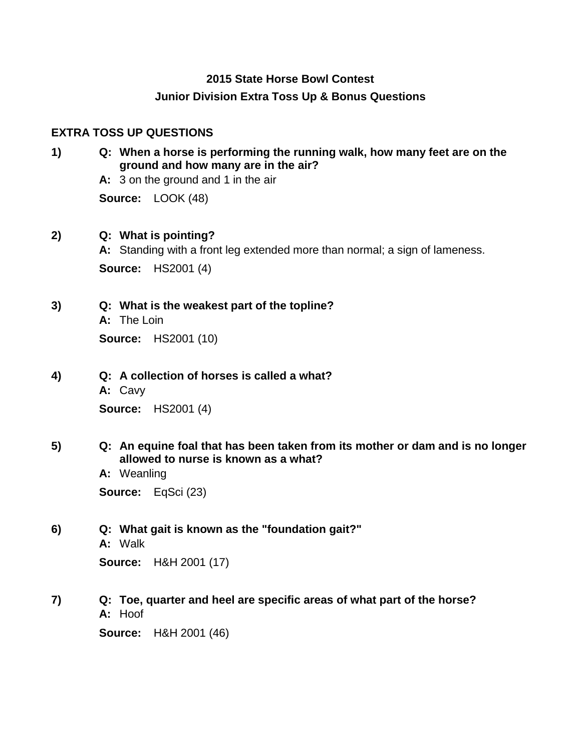### 2015 State Horse Bowl Contest
### Junior Division Extra Toss Up & Bonus Questions

## EXTRA TOSS UP QUESTIONS

**1)** **Q: When a horse is performing the running walk, how many feet are on the ground and how many are in the air?**

**A:** 3 on the ground and 1 in the air

**Source:** LOOK (48)

**2)** **Q: What is pointing?**

**A:** Standing with a front leg extended more than normal; a sign of lameness.

**Source:** HS2001 (4)

**3)** **Q: What is the weakest part of the topline?**

**A:** The Loin

**Source:** HS2001 (10)

**4)** **Q: A collection of horses is called a what?**

**A:** Cavy

**Source:** HS2001 (4)

**5)** **Q: An equine foal that has been taken from its mother or dam and is no longer allowed to nurse is known as a what?**

**A:** Weanling

**Source:** EqSci (23)

**6)** **Q: What gait is known as the "foundation gait?"**

**A:** Walk

**Source:** H&H 2001 (17)

**7)** **Q: Toe, quarter and heel are specific areas of what part of the horse?**

**A:** Hoof

**Source:** H&H 2001 (46)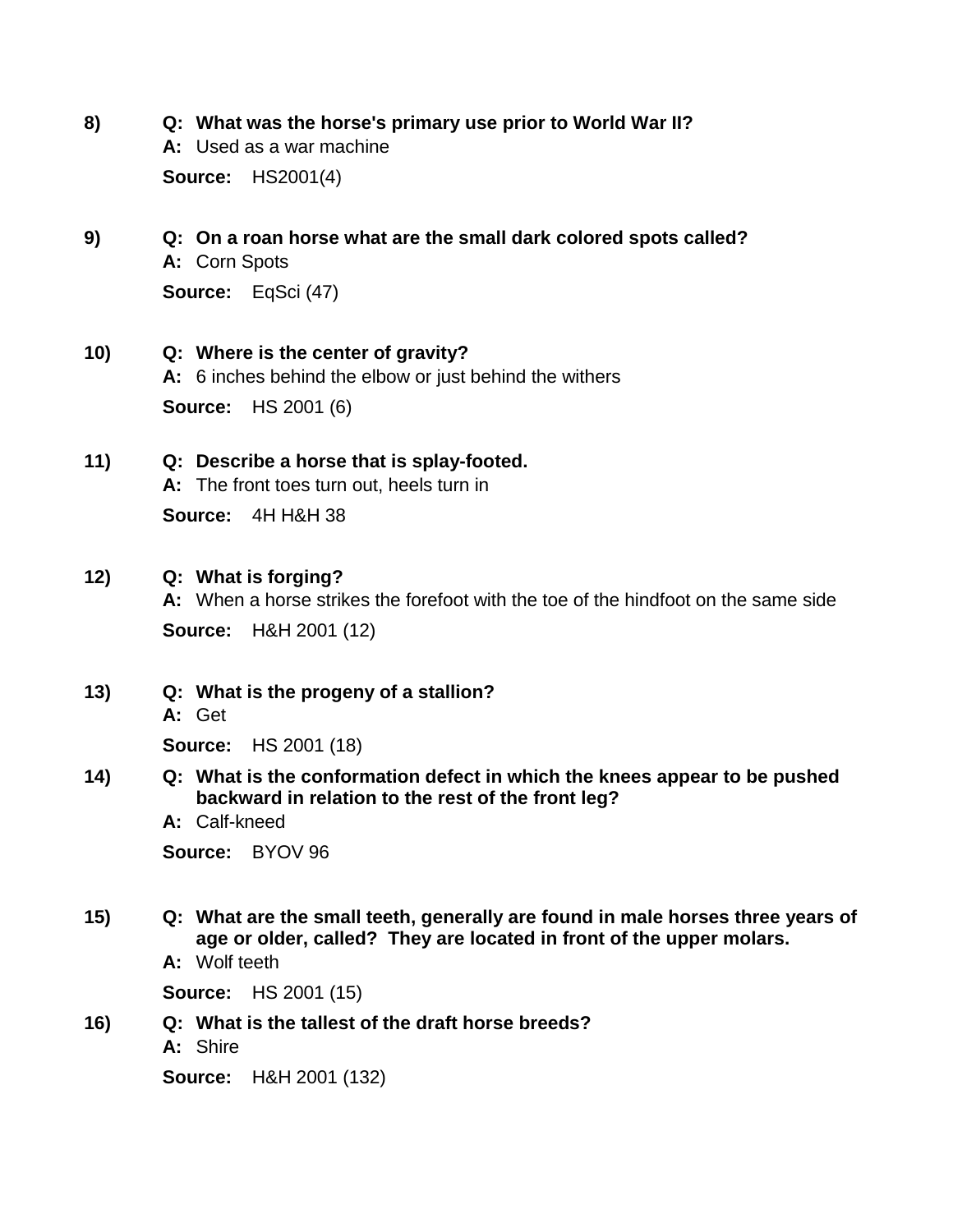8) **Q: What was the horse's primary use prior to World War II?**
**A:** Used as a war machine
**Source:** HS2001(4)

9) **Q: On a roan horse what are the small dark colored spots called?**
**A:** Corn Spots
**Source:** EqSci (47)

10) **Q: Where is the center of gravity?**
**A:** 6 inches behind the elbow or just behind the withers
**Source:** HS 2001 (6)

11) **Q: Describe a horse that is splay-footed.**
**A:** The front toes turn out, heels turn in
**Source:** 4H H&H 38

12) **Q: What is forging?**
**A:** When a horse strikes the forefoot with the toe of the hindfoot on the same side
**Source:** H&H 2001 (12)

13) **Q: What is the progeny of a stallion?**
**A:** Get
**Source:** HS 2001 (18)

14) **Q: What is the conformation defect in which the knees appear to be pushed backward in relation to the rest of the front leg?**
**A:** Calf-kneed
**Source:** BYOV 96

15) **Q: What are the small teeth, generally are found in male horses three years of age or older, called? They are located in front of the upper molars.**
**A:** Wolf teeth
**Source:** HS 2001 (15)

16) **Q: What is the tallest of the draft horse breeds?**
**A:** Shire
**Source:** H&H 2001 (132)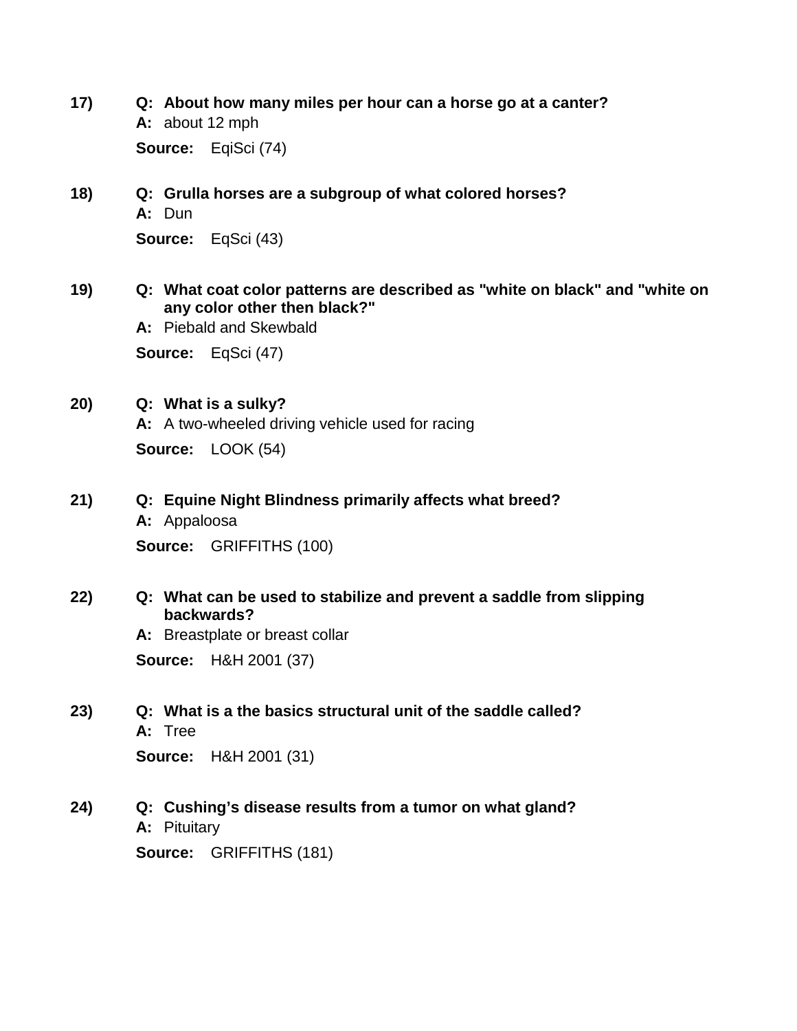17) **Q: About how many miles per hour can a horse go at a canter?**
**A:** about 12 mph
**Source:** EqiSci (74)

18) **Q: Grulla horses are a subgroup of what colored horses?**
**A:** Dun
**Source:** EqSci (43)

19) **Q: What coat color patterns are described as "white on black" and "white on any color other then black?"**
**A:** Piebald and Skewbald
**Source:** EqSci (47)

20) **Q: What is a sulky?**
**A:** A two-wheeled driving vehicle used for racing
**Source:** LOOK (54)

21) **Q: Equine Night Blindness primarily affects what breed?**
**A:** Appaloosa
**Source:** GRIFFITHS (100)

22) **Q: What can be used to stabilize and prevent a saddle from slipping backwards?**
**A:** Breastplate or breast collar
**Source:** H&H 2001 (37)

23) **Q: What is a the basics structural unit of the saddle called?**
**A:** Tree
**Source:** H&H 2001 (31)

24) **Q: Cushing's disease results from a tumor on what gland?**
**A:** Pituitary
**Source:** GRIFFITHS (181)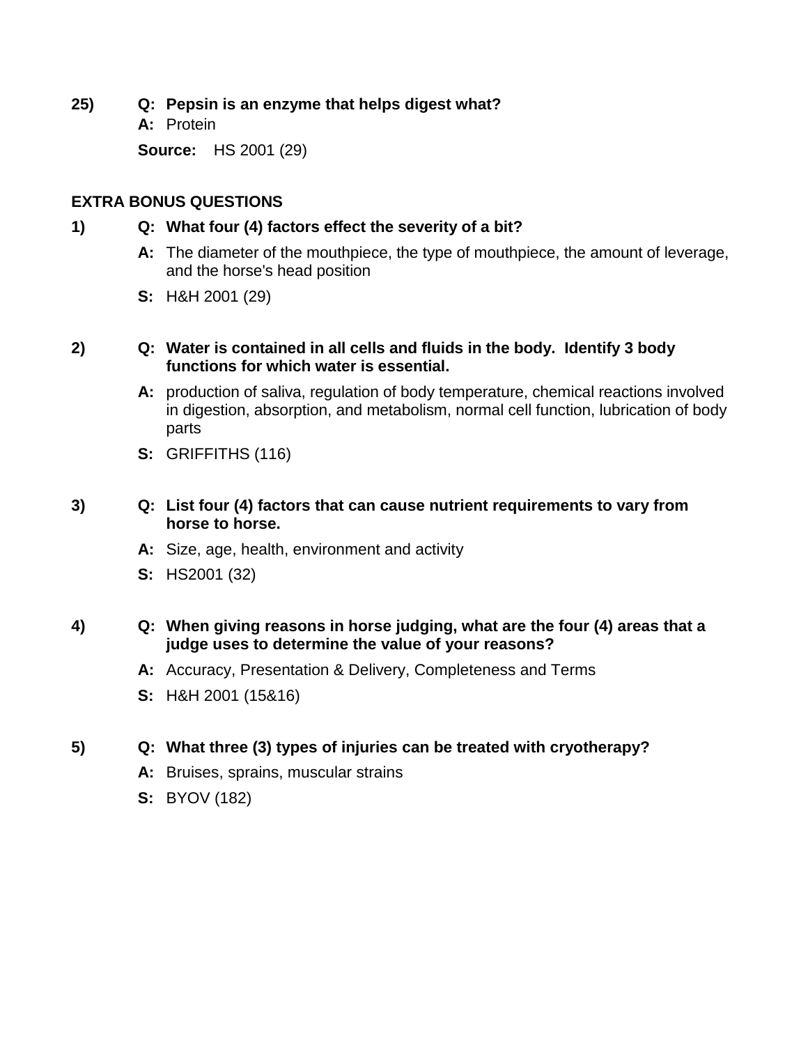**25)** **Q: Pepsin is an enzyme that helps digest what?**

**A:** Protein

**Source:** HS 2001 (29)

**EXTRA BONUS QUESTIONS**

**1)** **Q: What four (4) factors effect the severity of a bit?**

**A:** The diameter of the mouthpiece, the type of mouthpiece, the amount of leverage, and the horse's head position

**S:** H&H 2001 (29)

**2)** **Q: Water is contained in all cells and fluids in the body. Identify 3 body functions for which water is essential.**

**A:** production of saliva, regulation of body temperature, chemical reactions involved in digestion, absorption, and metabolism, normal cell function, lubrication of body parts

**S:** GRIFFITHS (116)

**3)** **Q: List four (4) factors that can cause nutrient requirements to vary from horse to horse.**

**A:** Size, age, health, environment and activity

**S:** HS2001 (32)

**4)** **Q: When giving reasons in horse judging, what are the four (4) areas that a judge uses to determine the value of your reasons?**

**A:** Accuracy, Presentation & Delivery, Completeness and Terms

**S:** H&H 2001 (15&16)

**5)** **Q: What three (3) types of injuries can be treated with cryotherapy?**

**A:** Bruises, sprains, muscular strains

**S:** BYOV (182)